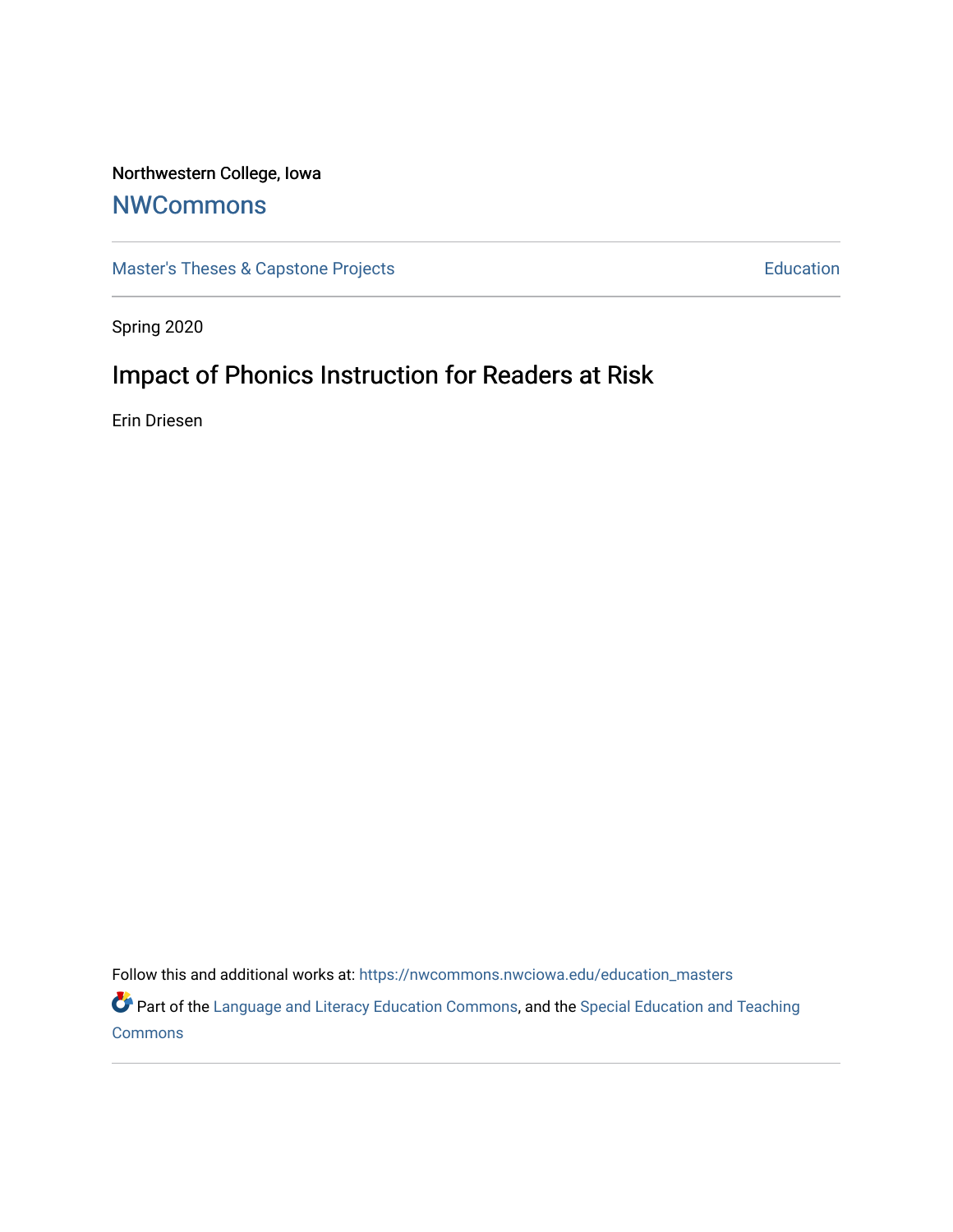Northwestern College, Iowa

# NWCommons

Master's Theses & Capstone Projects | Education

Spring 2020

## Impact of Phonics Instruction for Readers at Risk

Erin Driesen

Follow this and additional works at: https://nwcommons.nwciowa.edu/education_masters

Part of the Language and Literacy Education Commons, and the Special Education and Teaching Commons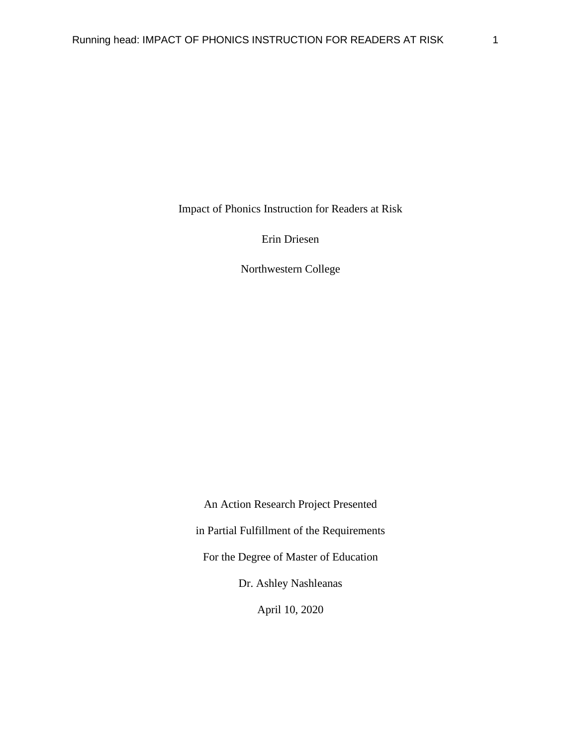Impact of Phonics Instruction for Readers at Risk

Erin Driesen

Northwestern College

An Action Research Project Presented

in Partial Fulfillment of the Requirements

For the Degree of Master of Education

Dr. Ashley Nashleanas

April 10, 2020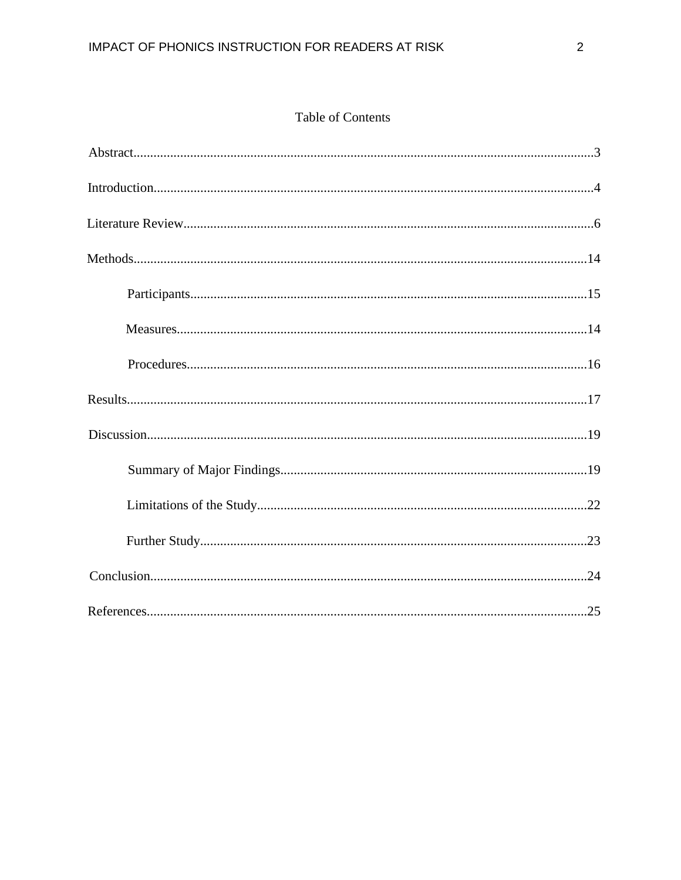# Table of Contents

Abstract.........................................................................................................................................3

Introduction..................................................................................................................................4

Literature Review..........................................................................................................................6

Methods.......................................................................................................................................14

- Participants......................................................................................................................15
- Measures..........................................................................................................................14
- Procedures.......................................................................................................................16

Results.........................................................................................................................................17

Discussion....................................................................................................................................19

- Summary of Major Findings...........................................................................................19
- Limitations of the Study..................................................................................................22
- Further Study...................................................................................................................23

Conclusion...................................................................................................................................24

References....................................................................................................................................25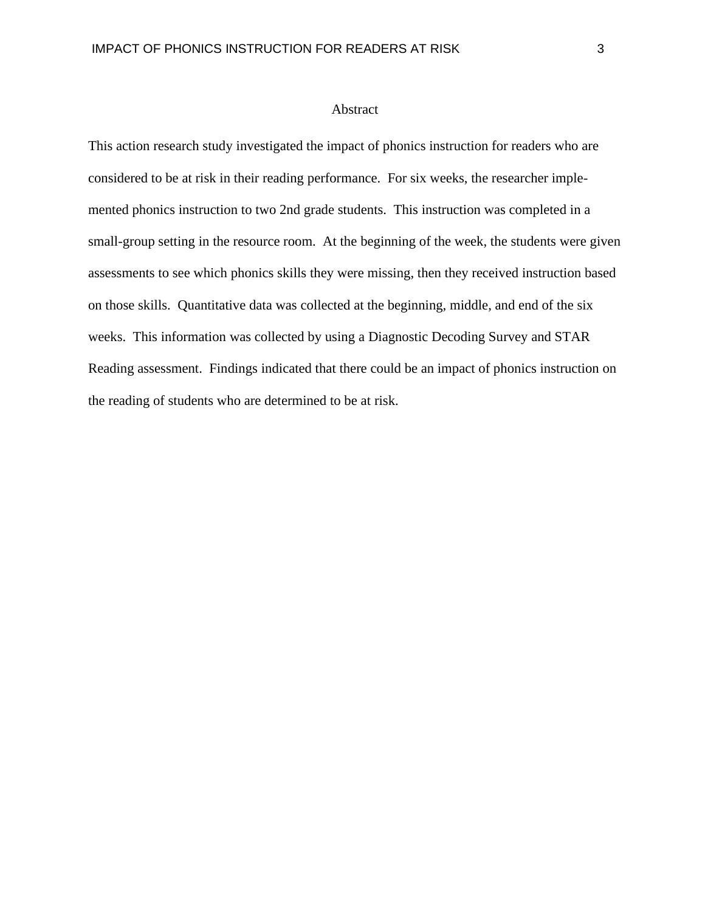# Abstract

This action research study investigated the impact of phonics instruction for readers who are considered to be at risk in their reading performance. For six weeks, the researcher implemented phonics instruction to two 2nd grade students. This instruction was completed in a small-group setting in the resource room. At the beginning of the week, the students were given assessments to see which phonics skills they were missing, then they received instruction based on those skills. Quantitative data was collected at the beginning, middle, and end of the six weeks. This information was collected by using a Diagnostic Decoding Survey and STAR Reading assessment. Findings indicated that there could be an impact of phonics instruction on the reading of students who are determined to be at risk.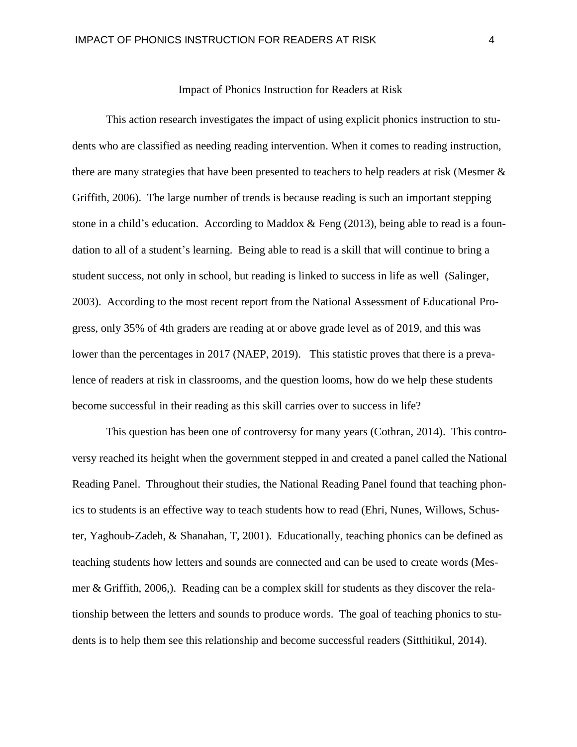# Impact of Phonics Instruction for Readers at Risk

This action research investigates the impact of using explicit phonics instruction to students who are classified as needing reading intervention. When it comes to reading instruction, there are many strategies that have been presented to teachers to help readers at risk (Mesmer & Griffith, 2006). The large number of trends is because reading is such an important stepping stone in a child's education. According to Maddox & Feng (2013), being able to read is a foundation to all of a student's learning. Being able to read is a skill that will continue to bring a student success, not only in school, but reading is linked to success in life as well (Salinger, 2003). According to the most recent report from the National Assessment of Educational Progress, only 35% of 4th graders are reading at or above grade level as of 2019, and this was lower than the percentages in 2017 (NAEP, 2019). This statistic proves that there is a prevalence of readers at risk in classrooms, and the question looms, how do we help these students become successful in their reading as this skill carries over to success in life?

This question has been one of controversy for many years (Cothran, 2014). This controversy reached its height when the government stepped in and created a panel called the National Reading Panel. Throughout their studies, the National Reading Panel found that teaching phonics to students is an effective way to teach students how to read (Ehri, Nunes, Willows, Schuster, Yaghoub-Zadeh, & Shanahan, T, 2001). Educationally, teaching phonics can be defined as teaching students how letters and sounds are connected and can be used to create words (Mesmer & Griffith, 2006,). Reading can be a complex skill for students as they discover the relationship between the letters and sounds to produce words. The goal of teaching phonics to students is to help them see this relationship and become successful readers (Sitthitikul, 2014).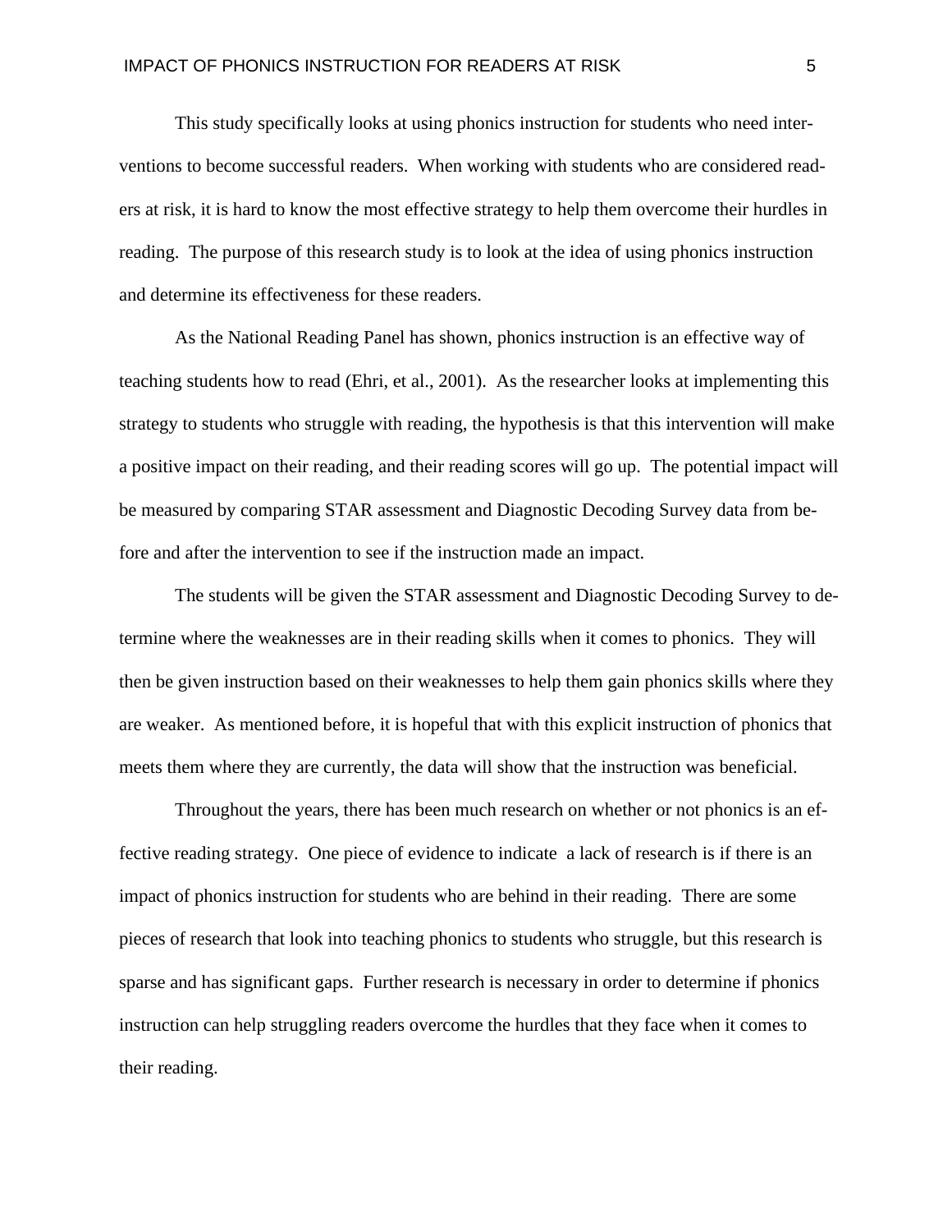This study specifically looks at using phonics instruction for students who need interventions to become successful readers. When working with students who are considered readers at risk, it is hard to know the most effective strategy to help them overcome their hurdles in reading. The purpose of this research study is to look at the idea of using phonics instruction and determine its effectiveness for these readers.

As the National Reading Panel has shown, phonics instruction is an effective way of teaching students how to read (Ehri, et al., 2001). As the researcher looks at implementing this strategy to students who struggle with reading, the hypothesis is that this intervention will make a positive impact on their reading, and their reading scores will go up. The potential impact will be measured by comparing STAR assessment and Diagnostic Decoding Survey data from before and after the intervention to see if the instruction made an impact.

The students will be given the STAR assessment and Diagnostic Decoding Survey to determine where the weaknesses are in their reading skills when it comes to phonics. They will then be given instruction based on their weaknesses to help them gain phonics skills where they are weaker. As mentioned before, it is hopeful that with this explicit instruction of phonics that meets them where they are currently, the data will show that the instruction was beneficial.

Throughout the years, there has been much research on whether or not phonics is an effective reading strategy. One piece of evidence to indicate a lack of research is if there is an impact of phonics instruction for students who are behind in their reading. There are some pieces of research that look into teaching phonics to students who struggle, but this research is sparse and has significant gaps. Further research is necessary in order to determine if phonics instruction can help struggling readers overcome the hurdles that they face when it comes to their reading.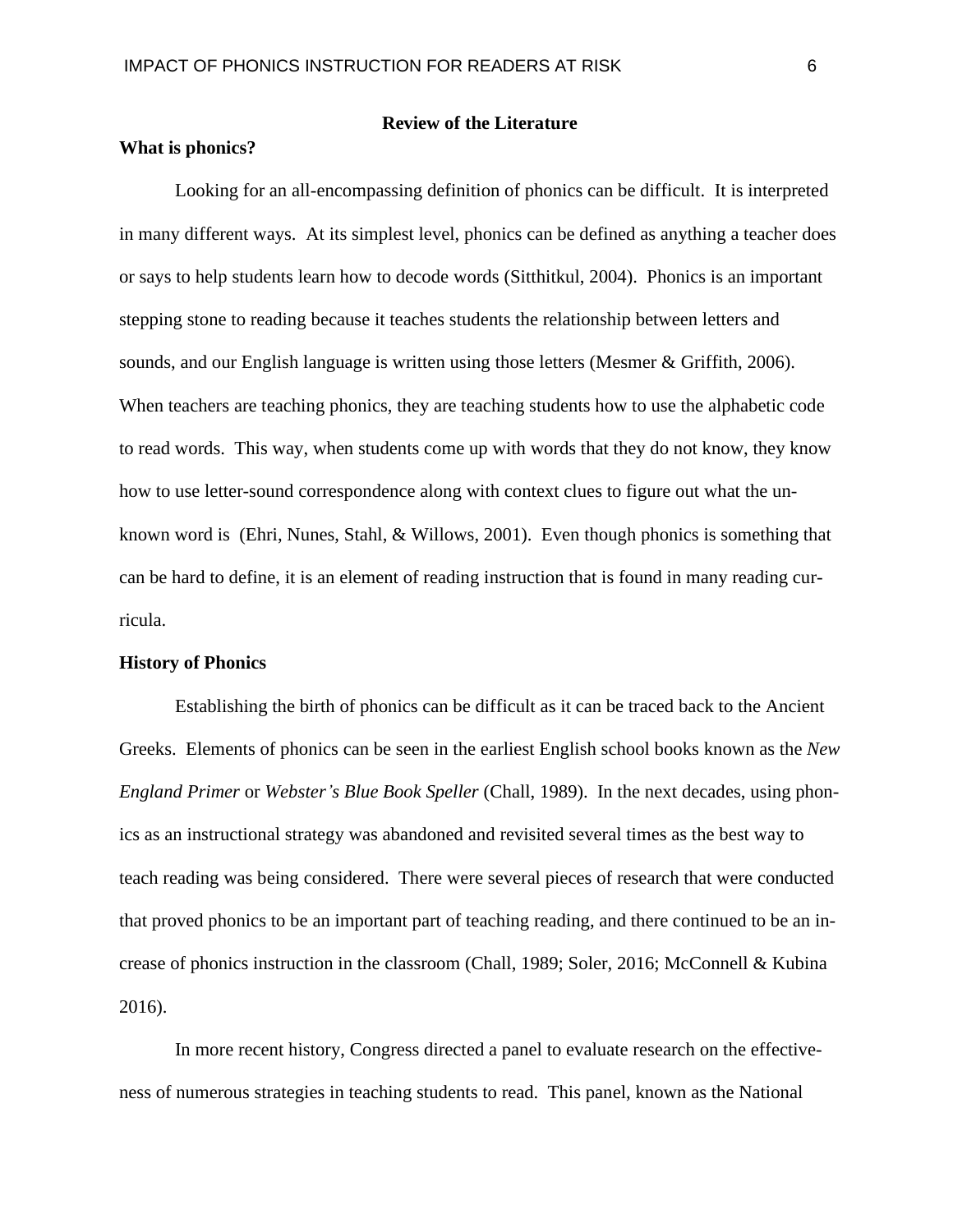## Review of the Literature

### What is phonics?

Looking for an all-encompassing definition of phonics can be difficult. It is interpreted in many different ways. At its simplest level, phonics can be defined as anything a teacher does or says to help students learn how to decode words (Sitthitkul, 2004). Phonics is an important stepping stone to reading because it teaches students the relationship between letters and sounds, and our English language is written using those letters (Mesmer & Griffith, 2006). When teachers are teaching phonics, they are teaching students how to use the alphabetic code to read words. This way, when students come up with words that they do not know, they know how to use letter-sound correspondence along with context clues to figure out what the unknown word is (Ehri, Nunes, Stahl, & Willows, 2001). Even though phonics is something that can be hard to define, it is an element of reading instruction that is found in many reading curricula.

### History of Phonics

Establishing the birth of phonics can be difficult as it can be traced back to the Ancient Greeks. Elements of phonics can be seen in the earliest English school books known as the *New England Primer* or *Webster's Blue Book Speller* (Chall, 1989). In the next decades, using phonics as an instructional strategy was abandoned and revisited several times as the best way to teach reading was being considered. There were several pieces of research that were conducted that proved phonics to be an important part of teaching reading, and there continued to be an increase of phonics instruction in the classroom (Chall, 1989; Soler, 2016; McConnell & Kubina 2016).

In more recent history, Congress directed a panel to evaluate research on the effectiveness of numerous strategies in teaching students to read. This panel, known as the National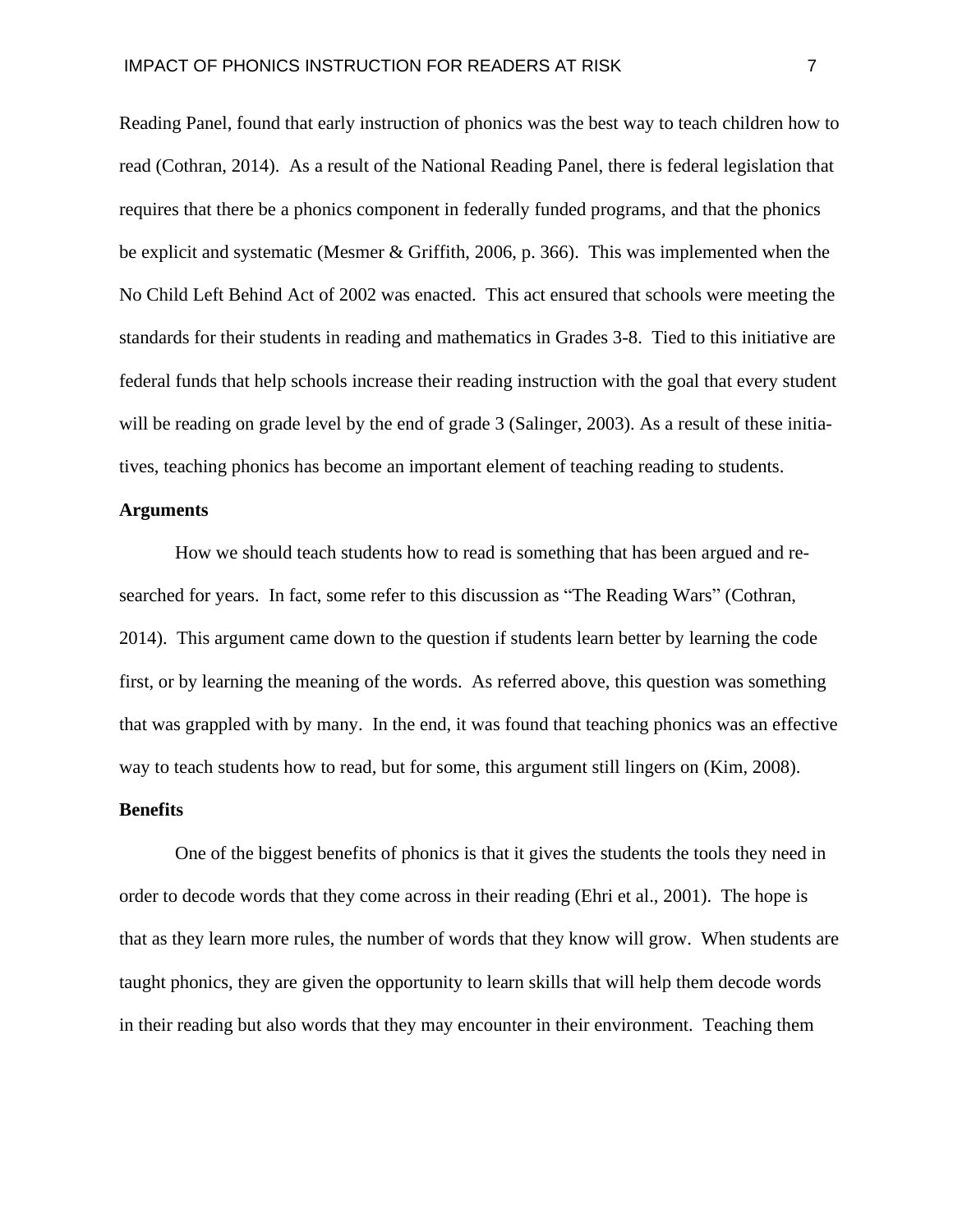Reading Panel, found that early instruction of phonics was the best way to teach children how to read (Cothran, 2014). As a result of the National Reading Panel, there is federal legislation that requires that there be a phonics component in federally funded programs, and that the phonics be explicit and systematic (Mesmer & Griffith, 2006, p. 366). This was implemented when the No Child Left Behind Act of 2002 was enacted. This act ensured that schools were meeting the standards for their students in reading and mathematics in Grades 3-8. Tied to this initiative are federal funds that help schools increase their reading instruction with the goal that every student will be reading on grade level by the end of grade 3 (Salinger, 2003). As a result of these initiatives, teaching phonics has become an important element of teaching reading to students.

**Arguments**

How we should teach students how to read is something that has been argued and researched for years. In fact, some refer to this discussion as "The Reading Wars" (Cothran, 2014). This argument came down to the question if students learn better by learning the code first, or by learning the meaning of the words. As referred above, this question was something that was grappled with by many. In the end, it was found that teaching phonics was an effective way to teach students how to read, but for some, this argument still lingers on (Kim, 2008).

**Benefits**

One of the biggest benefits of phonics is that it gives the students the tools they need in order to decode words that they come across in their reading (Ehri et al., 2001). The hope is that as they learn more rules, the number of words that they know will grow. When students are taught phonics, they are given the opportunity to learn skills that will help them decode words in their reading but also words that they may encounter in their environment. Teaching them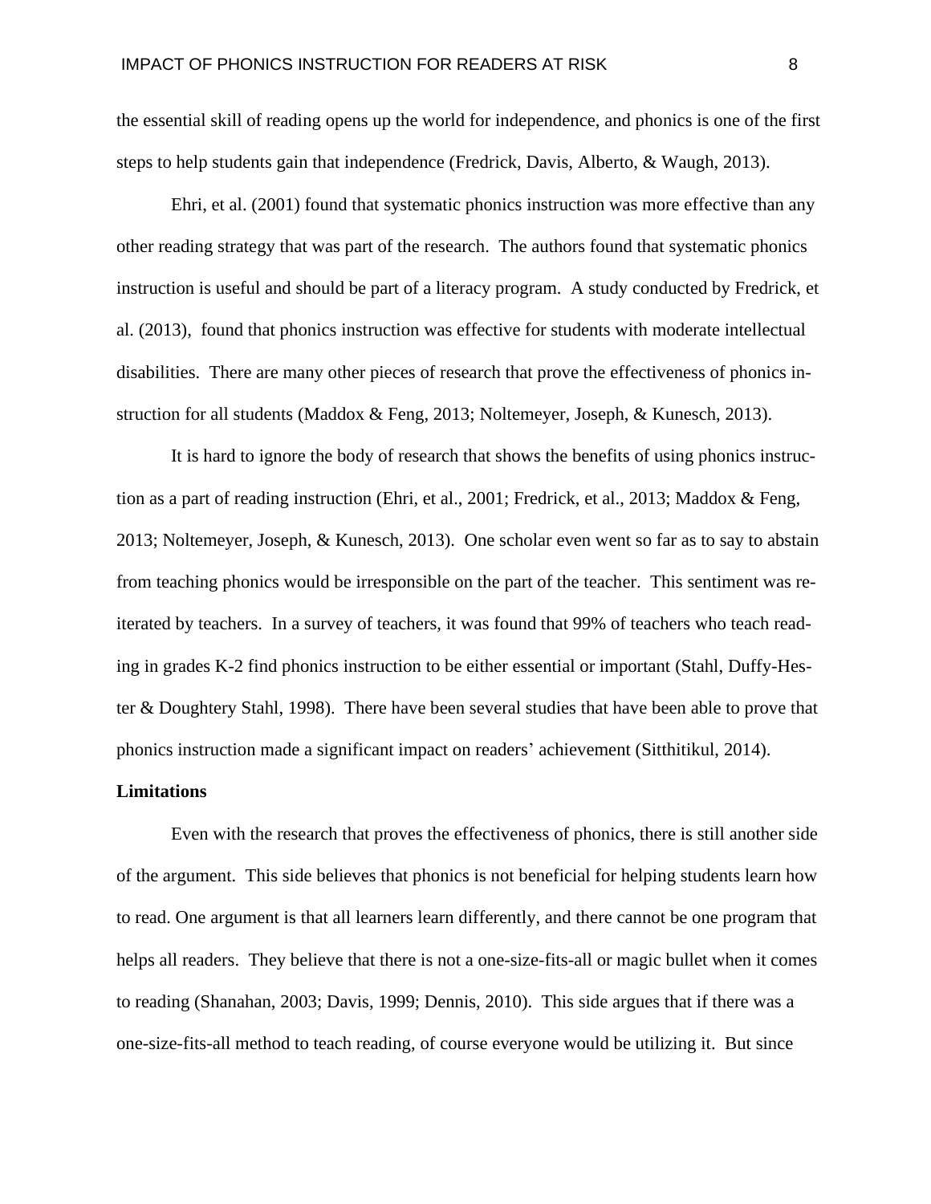the essential skill of reading opens up the world for independence, and phonics is one of the first steps to help students gain that independence (Fredrick, Davis, Alberto, & Waugh, 2013).

Ehri, et al. (2001) found that systematic phonics instruction was more effective than any other reading strategy that was part of the research. The authors found that systematic phonics instruction is useful and should be part of a literacy program. A study conducted by Fredrick, et al. (2013), found that phonics instruction was effective for students with moderate intellectual disabilities. There are many other pieces of research that prove the effectiveness of phonics instruction for all students (Maddox & Feng, 2013; Noltemeyer, Joseph, & Kunesch, 2013).

It is hard to ignore the body of research that shows the benefits of using phonics instruction as a part of reading instruction (Ehri, et al., 2001; Fredrick, et al., 2013; Maddox & Feng, 2013; Noltemeyer, Joseph, & Kunesch, 2013). One scholar even went so far as to say to abstain from teaching phonics would be irresponsible on the part of the teacher. This sentiment was reiterated by teachers. In a survey of teachers, it was found that 99% of teachers who teach reading in grades K-2 find phonics instruction to be either essential or important (Stahl, Duffy-Hester & Doughtery Stahl, 1998). There have been several studies that have been able to prove that phonics instruction made a significant impact on readers' achievement (Sitthitikul, 2014).

**Limitations**

Even with the research that proves the effectiveness of phonics, there is still another side of the argument. This side believes that phonics is not beneficial for helping students learn how to read. One argument is that all learners learn differently, and there cannot be one program that helps all readers. They believe that there is not a one-size-fits-all or magic bullet when it comes to reading (Shanahan, 2003; Davis, 1999; Dennis, 2010). This side argues that if there was a one-size-fits-all method to teach reading, of course everyone would be utilizing it. But since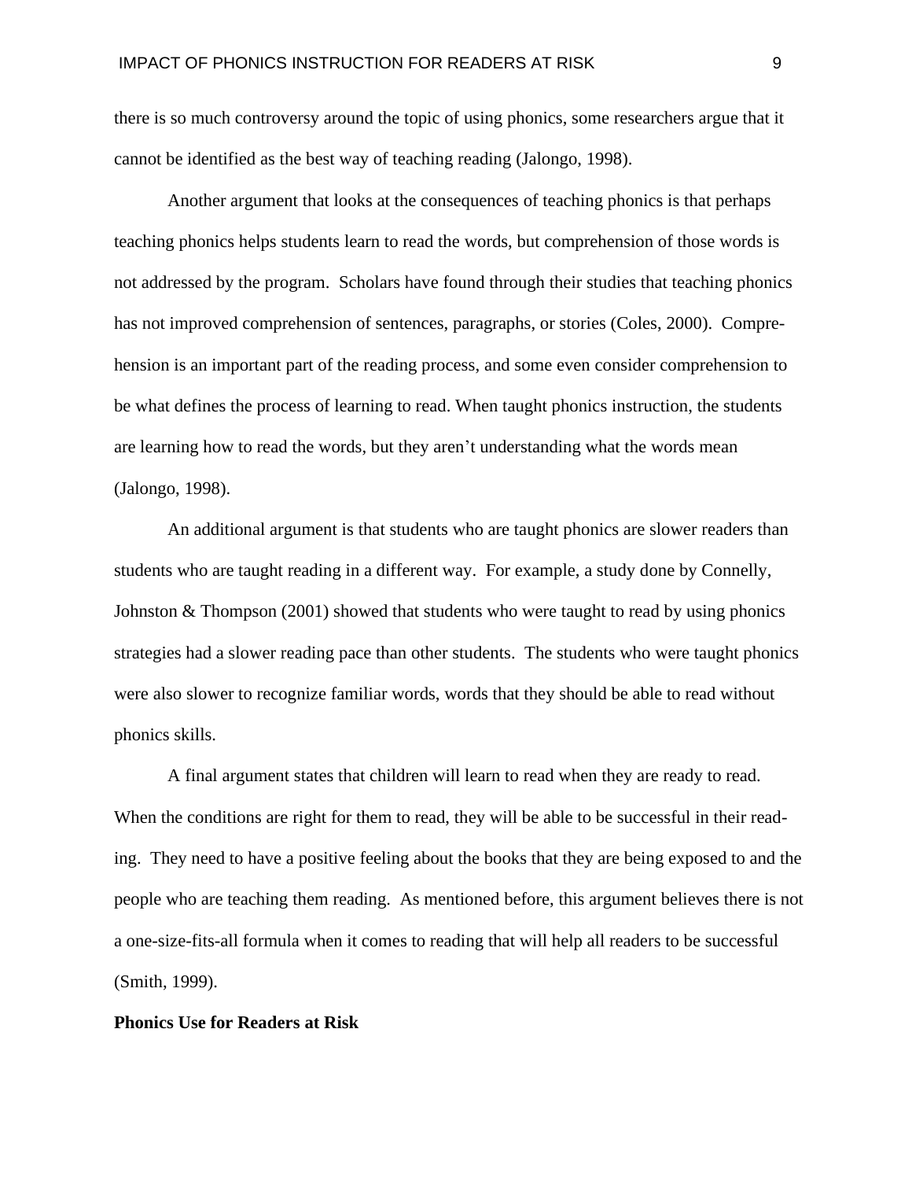there is so much controversy around the topic of using phonics, some researchers argue that it cannot be identified as the best way of teaching reading (Jalongo, 1998).

Another argument that looks at the consequences of teaching phonics is that perhaps teaching phonics helps students learn to read the words, but comprehension of those words is not addressed by the program. Scholars have found through their studies that teaching phonics has not improved comprehension of sentences, paragraphs, or stories (Coles, 2000). Comprehension is an important part of the reading process, and some even consider comprehension to be what defines the process of learning to read. When taught phonics instruction, the students are learning how to read the words, but they aren't understanding what the words mean (Jalongo, 1998).

An additional argument is that students who are taught phonics are slower readers than students who are taught reading in a different way. For example, a study done by Connelly, Johnston & Thompson (2001) showed that students who were taught to read by using phonics strategies had a slower reading pace than other students. The students who were taught phonics were also slower to recognize familiar words, words that they should be able to read without phonics skills.

A final argument states that children will learn to read when they are ready to read. When the conditions are right for them to read, they will be able to be successful in their reading. They need to have a positive feeling about the books that they are being exposed to and the people who are teaching them reading. As mentioned before, this argument believes there is not a one-size-fits-all formula when it comes to reading that will help all readers to be successful (Smith, 1999).

**Phonics Use for Readers at Risk**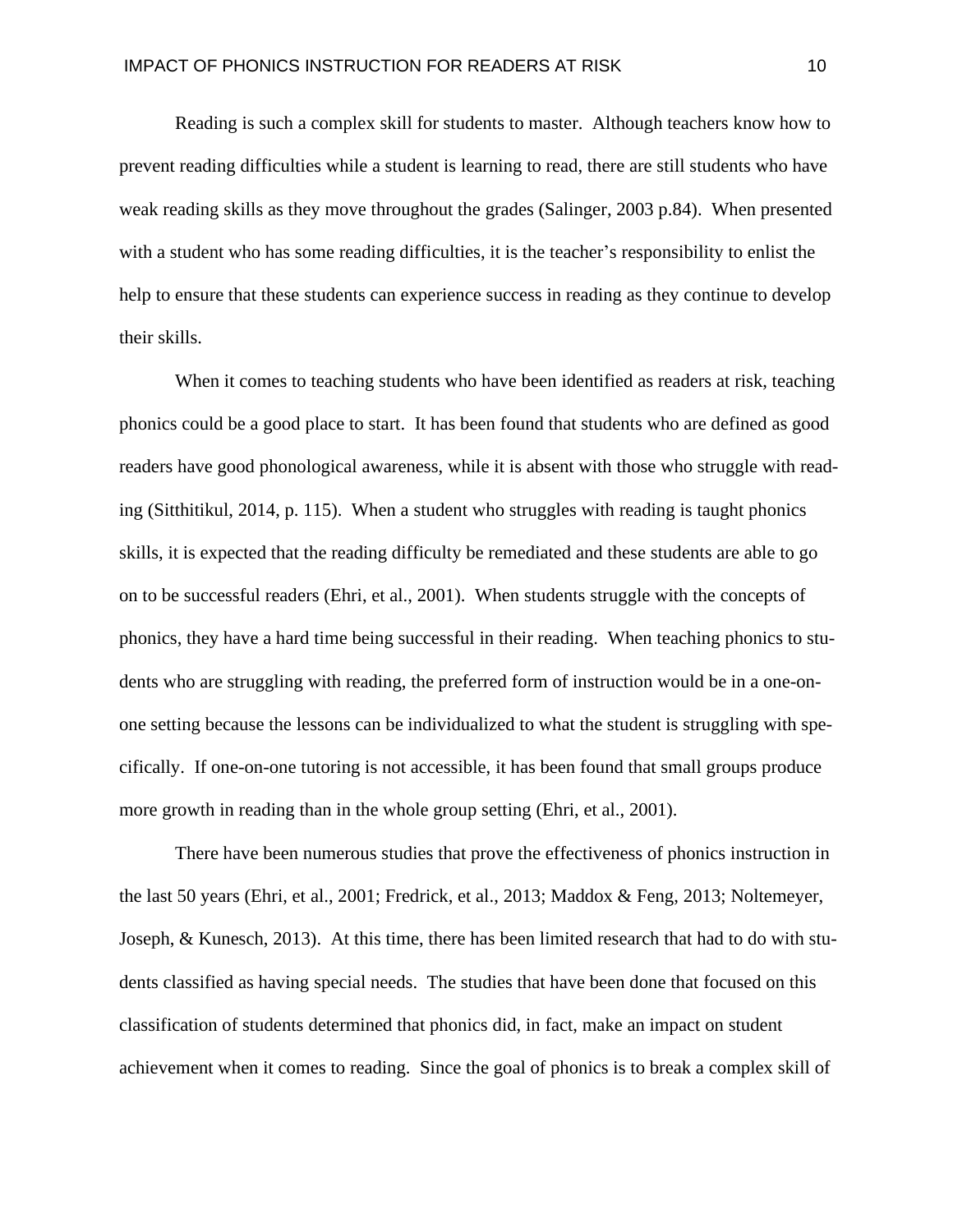Reading is such a complex skill for students to master. Although teachers know how to prevent reading difficulties while a student is learning to read, there are still students who have weak reading skills as they move throughout the grades (Salinger, 2003 p.84). When presented with a student who has some reading difficulties, it is the teacher's responsibility to enlist the help to ensure that these students can experience success in reading as they continue to develop their skills.

When it comes to teaching students who have been identified as readers at risk, teaching phonics could be a good place to start. It has been found that students who are defined as good readers have good phonological awareness, while it is absent with those who struggle with reading (Sitthitikul, 2014, p. 115). When a student who struggles with reading is taught phonics skills, it is expected that the reading difficulty be remediated and these students are able to go on to be successful readers (Ehri, et al., 2001). When students struggle with the concepts of phonics, they have a hard time being successful in their reading. When teaching phonics to students who are struggling with reading, the preferred form of instruction would be in a one-on-one setting because the lessons can be individualized to what the student is struggling with specifically. If one-on-one tutoring is not accessible, it has been found that small groups produce more growth in reading than in the whole group setting (Ehri, et al., 2001).

There have been numerous studies that prove the effectiveness of phonics instruction in the last 50 years (Ehri, et al., 2001; Fredrick, et al., 2013; Maddox & Feng, 2013; Noltemeyer, Joseph, & Kunesch, 2013). At this time, there has been limited research that had to do with students classified as having special needs. The studies that have been done that focused on this classification of students determined that phonics did, in fact, make an impact on student achievement when it comes to reading. Since the goal of phonics is to break a complex skill of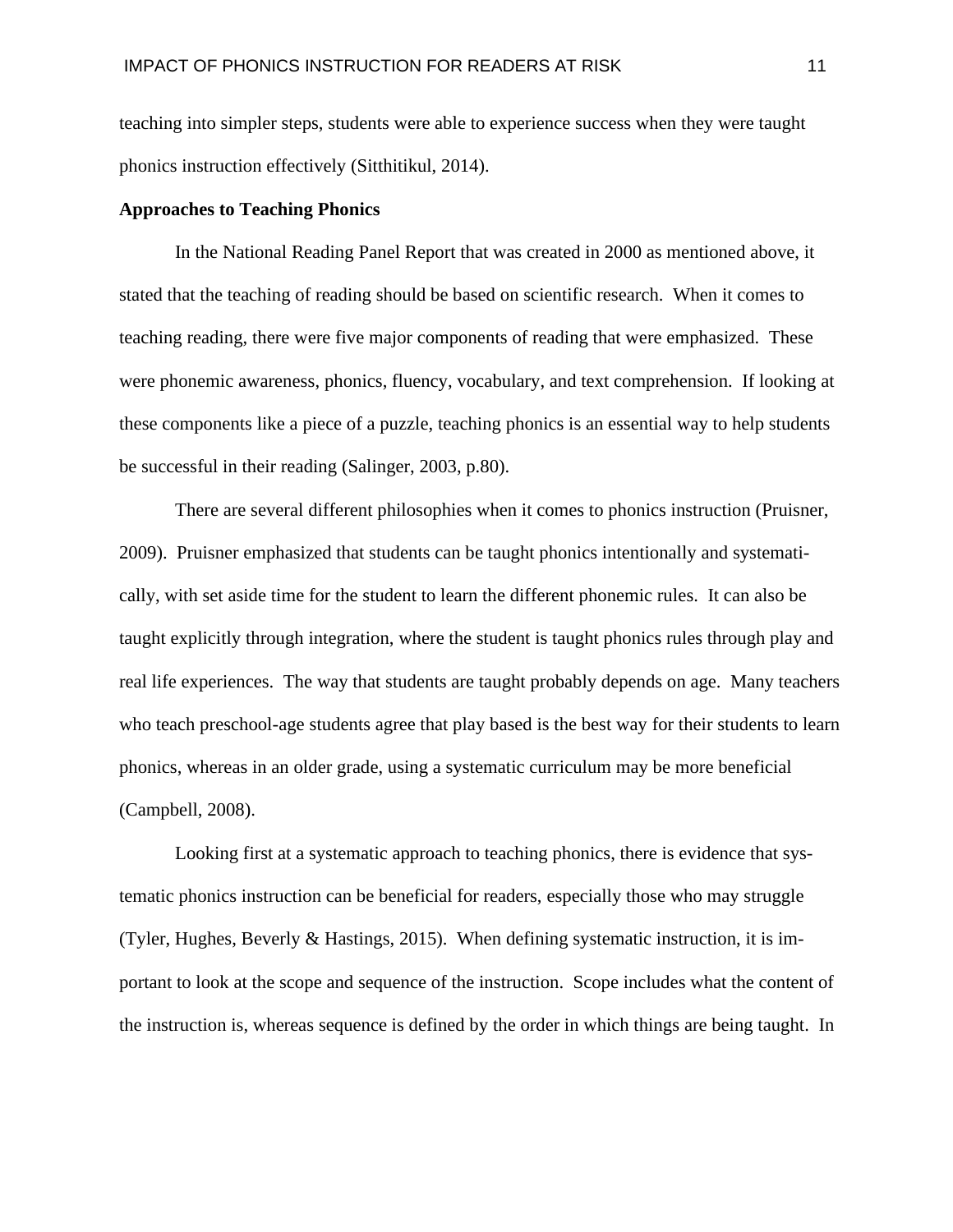teaching into simpler steps, students were able to experience success when they were taught phonics instruction effectively (Sitthitikul, 2014).

**Approaches to Teaching Phonics**

In the National Reading Panel Report that was created in 2000 as mentioned above, it stated that the teaching of reading should be based on scientific research. When it comes to teaching reading, there were five major components of reading that were emphasized. These were phonemic awareness, phonics, fluency, vocabulary, and text comprehension. If looking at these components like a piece of a puzzle, teaching phonics is an essential way to help students be successful in their reading (Salinger, 2003, p.80).

There are several different philosophies when it comes to phonics instruction (Pruisner, 2009). Pruisner emphasized that students can be taught phonics intentionally and systematically, with set aside time for the student to learn the different phonemic rules. It can also be taught explicitly through integration, where the student is taught phonics rules through play and real life experiences. The way that students are taught probably depends on age. Many teachers who teach preschool-age students agree that play based is the best way for their students to learn phonics, whereas in an older grade, using a systematic curriculum may be more beneficial (Campbell, 2008).

Looking first at a systematic approach to teaching phonics, there is evidence that systematic phonics instruction can be beneficial for readers, especially those who may struggle (Tyler, Hughes, Beverly & Hastings, 2015). When defining systematic instruction, it is important to look at the scope and sequence of the instruction. Scope includes what the content of the instruction is, whereas sequence is defined by the order in which things are being taught. In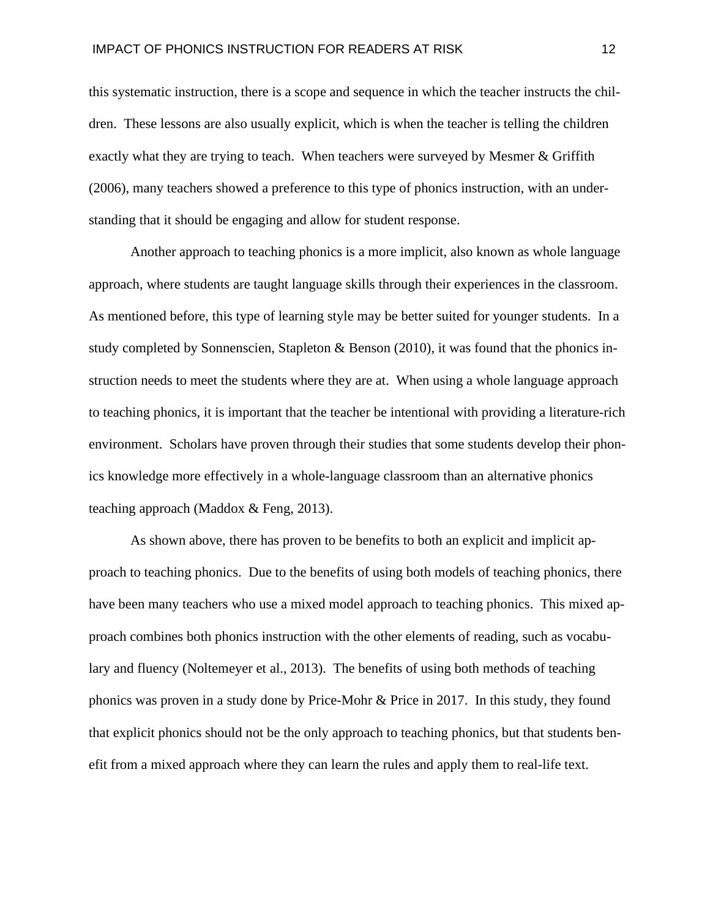this systematic instruction, there is a scope and sequence in which the teacher instructs the children. These lessons are also usually explicit, which is when the teacher is telling the children exactly what they are trying to teach. When teachers were surveyed by Mesmer & Griffith (2006), many teachers showed a preference to this type of phonics instruction, with an understanding that it should be engaging and allow for student response.

Another approach to teaching phonics is a more implicit, also known as whole language approach, where students are taught language skills through their experiences in the classroom. As mentioned before, this type of learning style may be better suited for younger students. In a study completed by Sonnenscien, Stapleton & Benson (2010), it was found that the phonics instruction needs to meet the students where they are at. When using a whole language approach to teaching phonics, it is important that the teacher be intentional with providing a literature-rich environment. Scholars have proven through their studies that some students develop their phonics knowledge more effectively in a whole-language classroom than an alternative phonics teaching approach (Maddox & Feng, 2013).

As shown above, there has proven to be benefits to both an explicit and implicit approach to teaching phonics. Due to the benefits of using both models of teaching phonics, there have been many teachers who use a mixed model approach to teaching phonics. This mixed approach combines both phonics instruction with the other elements of reading, such as vocabulary and fluency (Noltemeyer et al., 2013). The benefits of using both methods of teaching phonics was proven in a study done by Price-Mohr & Price in 2017. In this study, they found that explicit phonics should not be the only approach to teaching phonics, but that students benefit from a mixed approach where they can learn the rules and apply them to real-life text.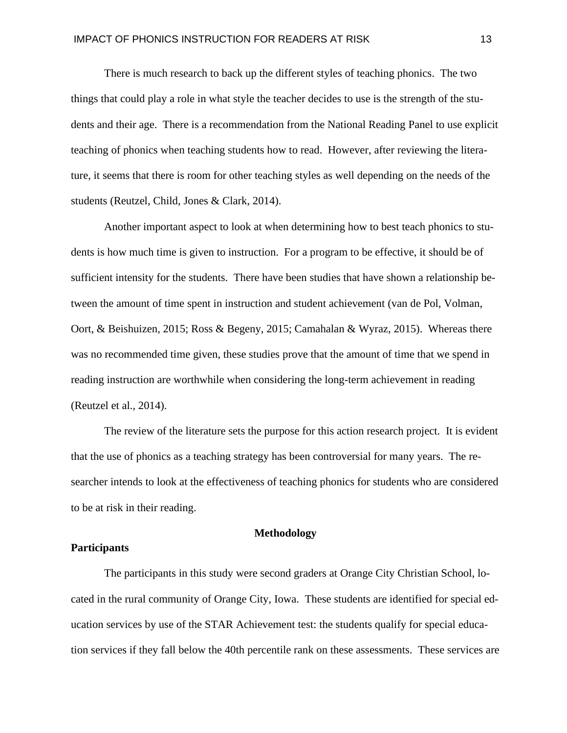There is much research to back up the different styles of teaching phonics. The two things that could play a role in what style the teacher decides to use is the strength of the students and their age. There is a recommendation from the National Reading Panel to use explicit teaching of phonics when teaching students how to read. However, after reviewing the literature, it seems that there is room for other teaching styles as well depending on the needs of the students (Reutzel, Child, Jones & Clark, 2014).

Another important aspect to look at when determining how to best teach phonics to students is how much time is given to instruction. For a program to be effective, it should be of sufficient intensity for the students. There have been studies that have shown a relationship between the amount of time spent in instruction and student achievement (van de Pol, Volman, Oort, & Beishuizen, 2015; Ross & Begeny, 2015; Camahalan & Wyraz, 2015). Whereas there was no recommended time given, these studies prove that the amount of time that we spend in reading instruction are worthwhile when considering the long-term achievement in reading (Reutzel et al., 2014).

The review of the literature sets the purpose for this action research project. It is evident that the use of phonics as a teaching strategy has been controversial for many years. The researcher intends to look at the effectiveness of teaching phonics for students who are considered to be at risk in their reading.

# Methodology

## Participants

The participants in this study were second graders at Orange City Christian School, located in the rural community of Orange City, Iowa. These students are identified for special education services by use of the STAR Achievement test: the students qualify for special education services if they fall below the 40th percentile rank on these assessments. These services are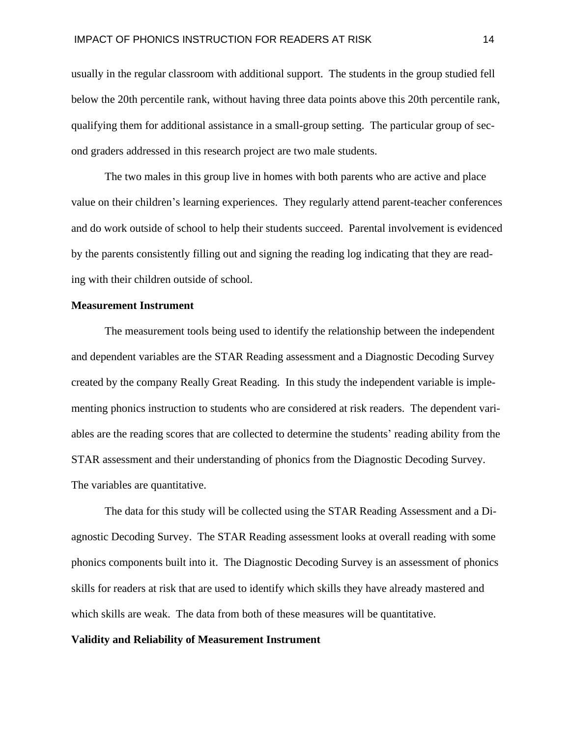usually in the regular classroom with additional support. The students in the group studied fell below the 20th percentile rank, without having three data points above this 20th percentile rank, qualifying them for additional assistance in a small-group setting. The particular group of second graders addressed in this research project are two male students.

The two males in this group live in homes with both parents who are active and place value on their children's learning experiences. They regularly attend parent-teacher conferences and do work outside of school to help their students succeed. Parental involvement is evidenced by the parents consistently filling out and signing the reading log indicating that they are reading with their children outside of school.

**Measurement Instrument**

The measurement tools being used to identify the relationship between the independent and dependent variables are the STAR Reading assessment and a Diagnostic Decoding Survey created by the company Really Great Reading. In this study the independent variable is implementing phonics instruction to students who are considered at risk readers. The dependent variables are the reading scores that are collected to determine the students' reading ability from the STAR assessment and their understanding of phonics from the Diagnostic Decoding Survey. The variables are quantitative.

The data for this study will be collected using the STAR Reading Assessment and a Diagnostic Decoding Survey. The STAR Reading assessment looks at overall reading with some phonics components built into it. The Diagnostic Decoding Survey is an assessment of phonics skills for readers at risk that are used to identify which skills they have already mastered and which skills are weak. The data from both of these measures will be quantitative.

**Validity and Reliability of Measurement Instrument**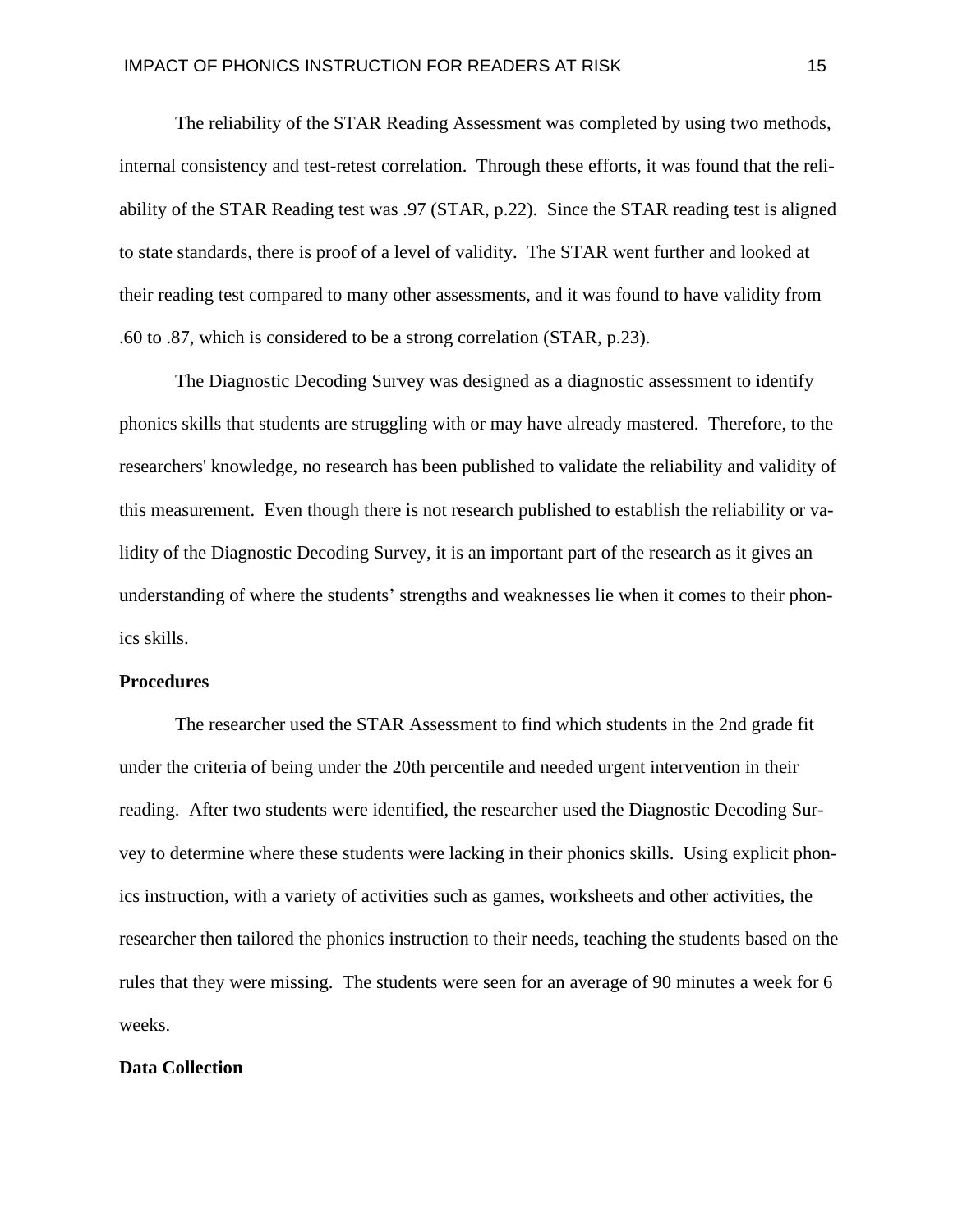The reliability of the STAR Reading Assessment was completed by using two methods, internal consistency and test-retest correlation. Through these efforts, it was found that the reliability of the STAR Reading test was .97 (STAR, p.22). Since the STAR reading test is aligned to state standards, there is proof of a level of validity. The STAR went further and looked at their reading test compared to many other assessments, and it was found to have validity from .60 to .87, which is considered to be a strong correlation (STAR, p.23).

The Diagnostic Decoding Survey was designed as a diagnostic assessment to identify phonics skills that students are struggling with or may have already mastered. Therefore, to the researchers' knowledge, no research has been published to validate the reliability and validity of this measurement. Even though there is not research published to establish the reliability or validity of the Diagnostic Decoding Survey, it is an important part of the research as it gives an understanding of where the students' strengths and weaknesses lie when it comes to their phonics skills.

**Procedures**

The researcher used the STAR Assessment to find which students in the 2nd grade fit under the criteria of being under the 20th percentile and needed urgent intervention in their reading. After two students were identified, the researcher used the Diagnostic Decoding Survey to determine where these students were lacking in their phonics skills. Using explicit phonics instruction, with a variety of activities such as games, worksheets and other activities, the researcher then tailored the phonics instruction to their needs, teaching the students based on the rules that they were missing. The students were seen for an average of 90 minutes a week for 6 weeks.

**Data Collection**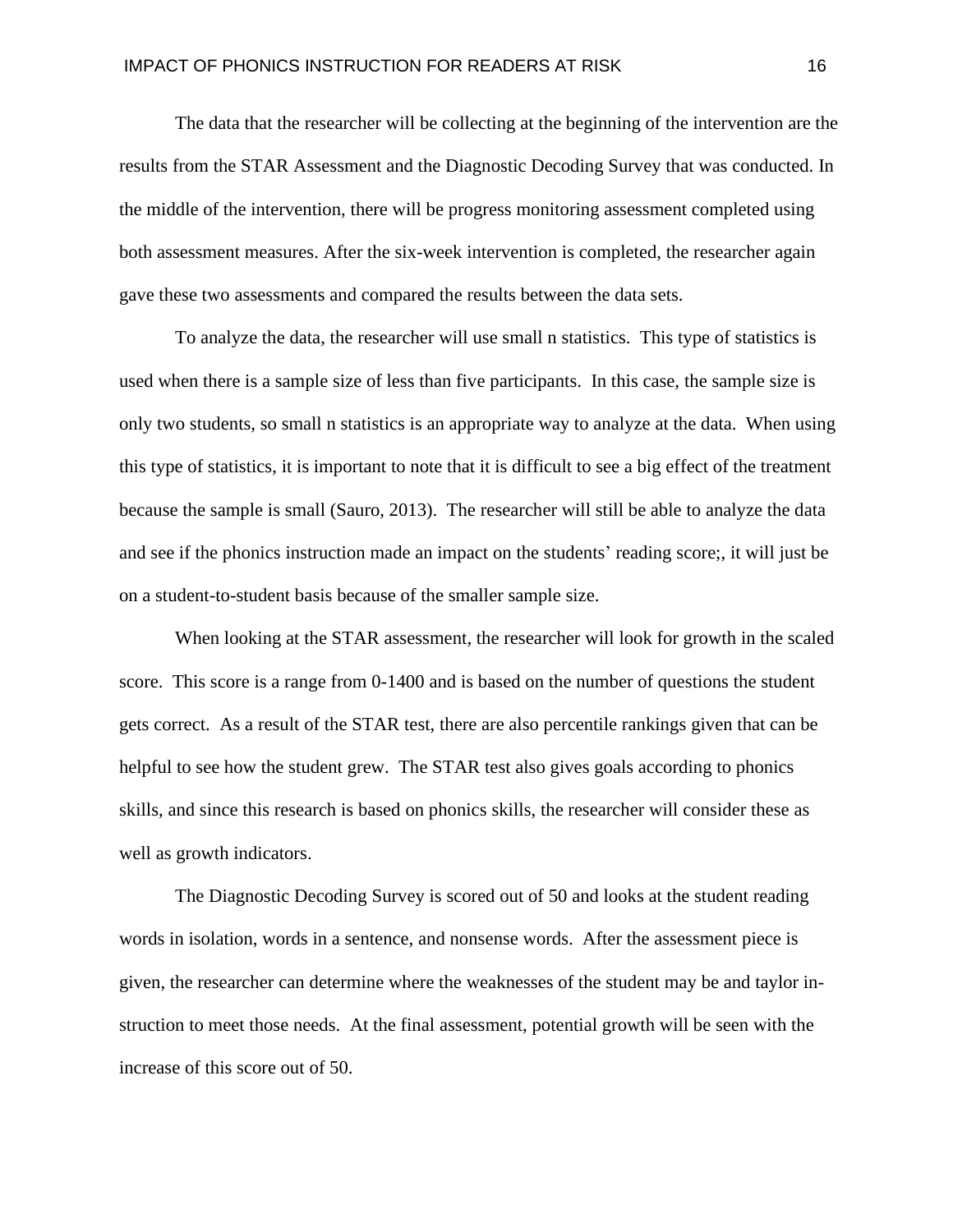The data that the researcher will be collecting at the beginning of the intervention are the results from the STAR Assessment and the Diagnostic Decoding Survey that was conducted. In the middle of the intervention, there will be progress monitoring assessment completed using both assessment measures. After the six-week intervention is completed, the researcher again gave these two assessments and compared the results between the data sets.

To analyze the data, the researcher will use small n statistics. This type of statistics is used when there is a sample size of less than five participants. In this case, the sample size is only two students, so small n statistics is an appropriate way to analyze at the data. When using this type of statistics, it is important to note that it is difficult to see a big effect of the treatment because the sample is small (Sauro, 2013). The researcher will still be able to analyze the data and see if the phonics instruction made an impact on the students' reading score;, it will just be on a student-to-student basis because of the smaller sample size.

When looking at the STAR assessment, the researcher will look for growth in the scaled score. This score is a range from 0-1400 and is based on the number of questions the student gets correct. As a result of the STAR test, there are also percentile rankings given that can be helpful to see how the student grew. The STAR test also gives goals according to phonics skills, and since this research is based on phonics skills, the researcher will consider these as well as growth indicators.

The Diagnostic Decoding Survey is scored out of 50 and looks at the student reading words in isolation, words in a sentence, and nonsense words. After the assessment piece is given, the researcher can determine where the weaknesses of the student may be and taylor instruction to meet those needs. At the final assessment, potential growth will be seen with the increase of this score out of 50.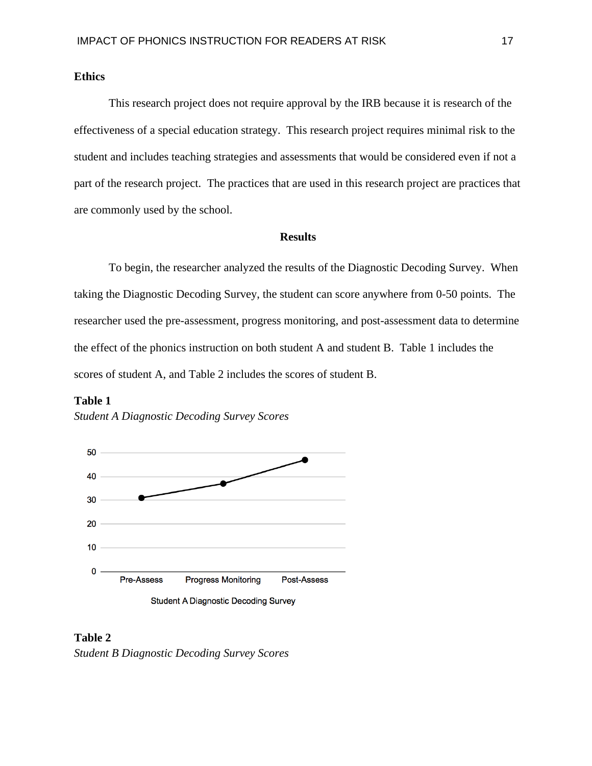**Ethics**

This research project does not require approval by the IRB because it is research of the effectiveness of a special education strategy. This research project requires minimal risk to the student and includes teaching strategies and assessments that would be considered even if not a part of the research project. The practices that are used in this research project are practices that are commonly used by the school.

## Results

To begin, the researcher analyzed the results of the Diagnostic Decoding Survey. When taking the Diagnostic Decoding Survey, the student can score anywhere from 0-50 points. The researcher used the pre-assessment, progress monitoring, and post-assessment data to determine the effect of the phonics instruction on both student A and student B. Table 1 includes the scores of student A, and Table 2 includes the scores of student B.

**Table 1**

*Student A Diagnostic Decoding Survey Scores*

Student A Diagnostic Decoding Survey

**Table 2**

*Student B Diagnostic Decoding Survey Scores*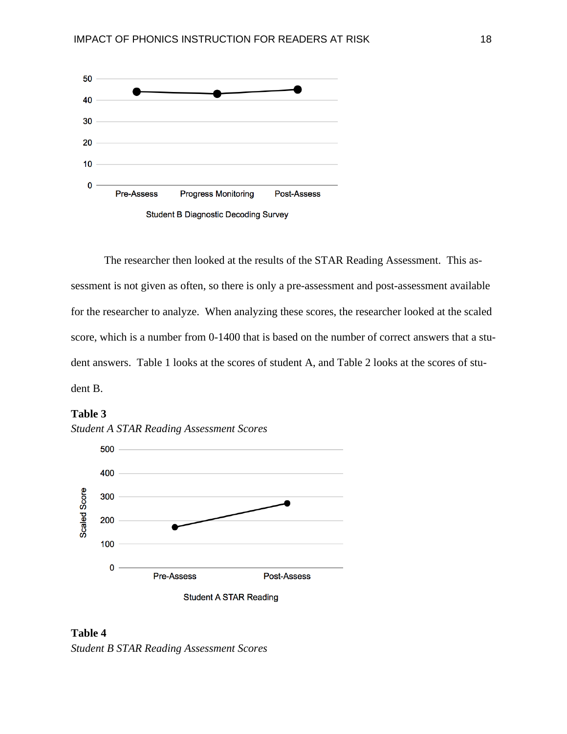The researcher then looked at the results of the STAR Reading Assessment. This assessment is not given as often, so there is only a pre-assessment and post-assessment available for the researcher to analyze. When analyzing these scores, the researcher looked at the scaled score, which is a number from 0-1400 that is based on the number of correct answers that a student answers. Table 1 looks at the scores of student A, and Table 2 looks at the scores of student B.

**Table 3**

*Student A STAR Reading Assessment Scores*

**Table 4**

*Student B STAR Reading Assessment Scores*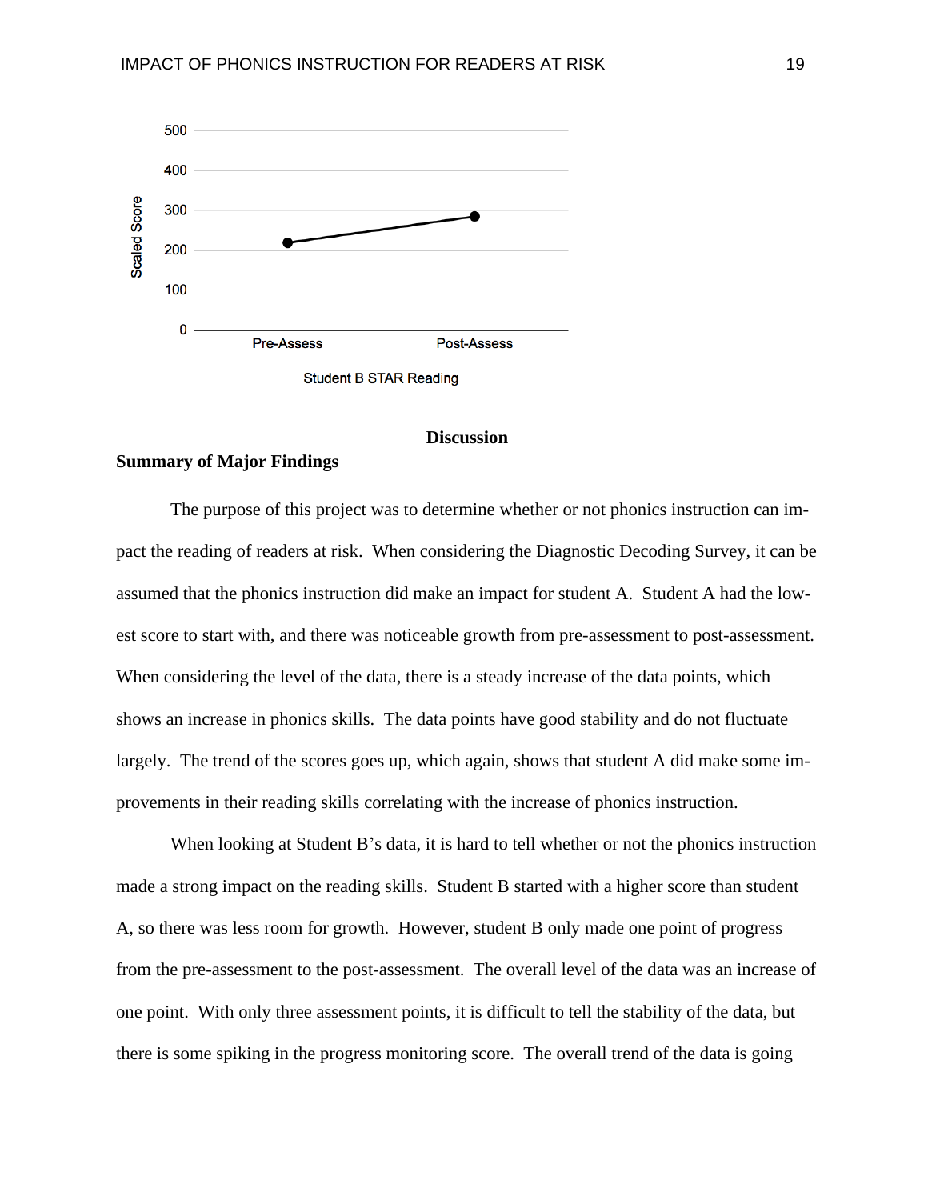# Discussion

## Summary of Major Findings

The purpose of this project was to determine whether or not phonics instruction can impact the reading of readers at risk. When considering the Diagnostic Decoding Survey, it can be assumed that the phonics instruction did make an impact for student A. Student A had the lowest score to start with, and there was noticeable growth from pre-assessment to post-assessment. When considering the level of the data, there is a steady increase of the data points, which shows an increase in phonics skills. The data points have good stability and do not fluctuate largely. The trend of the scores goes up, which again, shows that student A did make some improvements in their reading skills correlating with the increase of phonics instruction.

When looking at Student B's data, it is hard to tell whether or not the phonics instruction made a strong impact on the reading skills. Student B started with a higher score than student A, so there was less room for growth. However, student B only made one point of progress from the pre-assessment to the post-assessment. The overall level of the data was an increase of one point. With only three assessment points, it is difficult to tell the stability of the data, but there is some spiking in the progress monitoring score. The overall trend of the data is going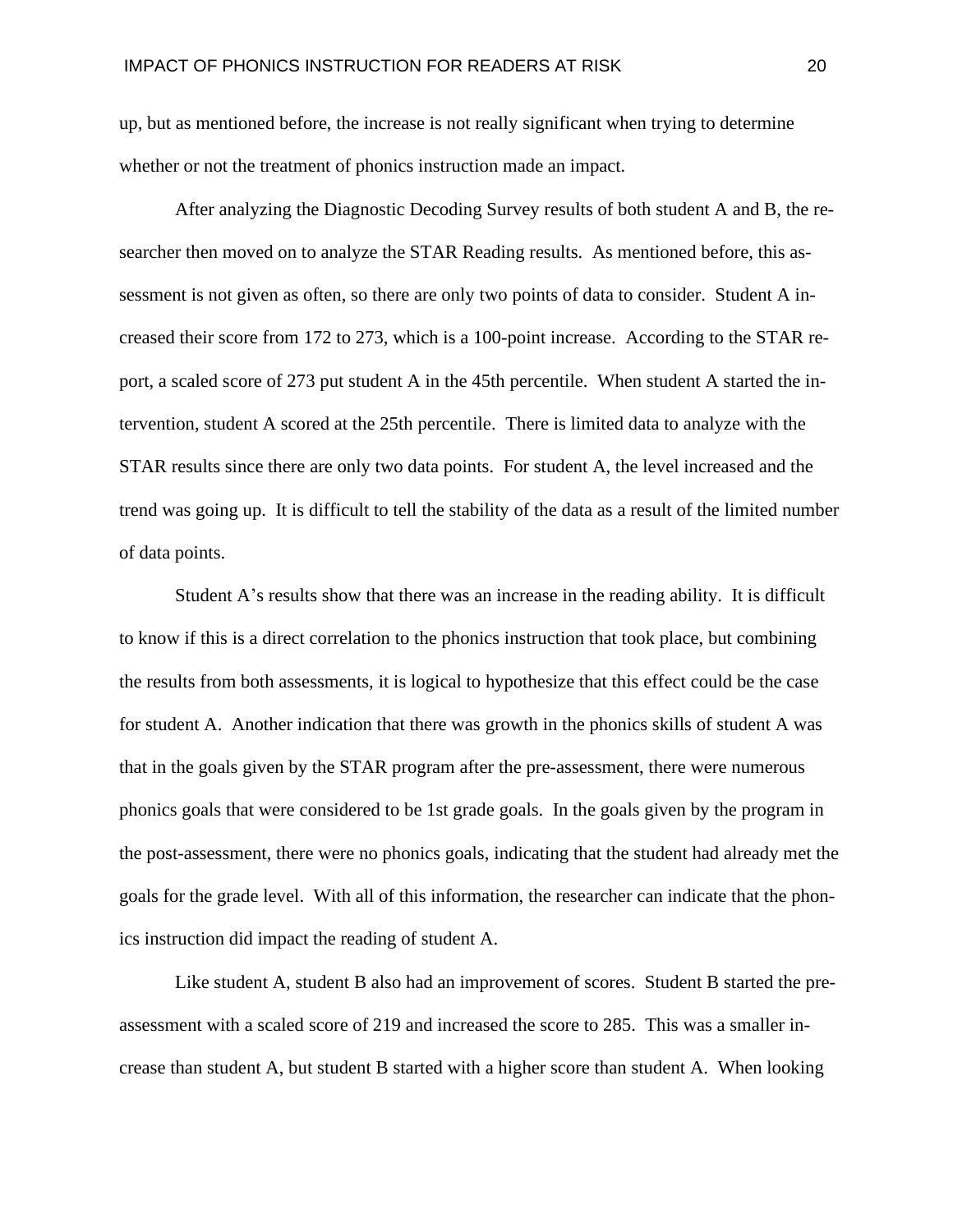up, but as mentioned before, the increase is not really significant when trying to determine whether or not the treatment of phonics instruction made an impact.

After analyzing the Diagnostic Decoding Survey results of both student A and B, the researcher then moved on to analyze the STAR Reading results. As mentioned before, this assessment is not given as often, so there are only two points of data to consider. Student A increased their score from 172 to 273, which is a 100-point increase. According to the STAR report, a scaled score of 273 put student A in the 45th percentile. When student A started the intervention, student A scored at the 25th percentile. There is limited data to analyze with the STAR results since there are only two data points. For student A, the level increased and the trend was going up. It is difficult to tell the stability of the data as a result of the limited number of data points.

Student A's results show that there was an increase in the reading ability. It is difficult to know if this is a direct correlation to the phonics instruction that took place, but combining the results from both assessments, it is logical to hypothesize that this effect could be the case for student A. Another indication that there was growth in the phonics skills of student A was that in the goals given by the STAR program after the pre-assessment, there were numerous phonics goals that were considered to be 1st grade goals. In the goals given by the program in the post-assessment, there were no phonics goals, indicating that the student had already met the goals for the grade level. With all of this information, the researcher can indicate that the phonics instruction did impact the reading of student A.

Like student A, student B also had an improvement of scores. Student B started the pre-assessment with a scaled score of 219 and increased the score to 285. This was a smaller increase than student A, but student B started with a higher score than student A. When looking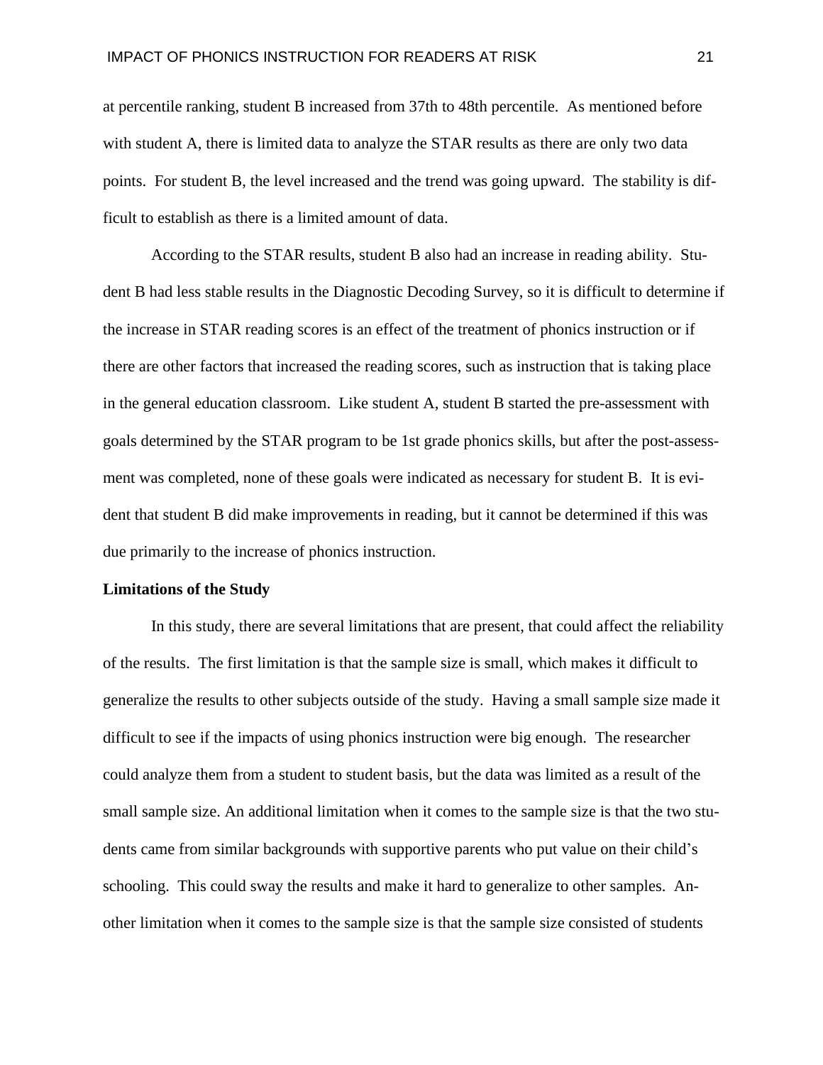at percentile ranking, student B increased from 37th to 48th percentile. As mentioned before with student A, there is limited data to analyze the STAR results as there are only two data points. For student B, the level increased and the trend was going upward. The stability is difficult to establish as there is a limited amount of data.

According to the STAR results, student B also had an increase in reading ability. Student B had less stable results in the Diagnostic Decoding Survey, so it is difficult to determine if the increase in STAR reading scores is an effect of the treatment of phonics instruction or if there are other factors that increased the reading scores, such as instruction that is taking place in the general education classroom. Like student A, student B started the pre-assessment with goals determined by the STAR program to be 1st grade phonics skills, but after the post-assessment was completed, none of these goals were indicated as necessary for student B. It is evident that student B did make improvements in reading, but it cannot be determined if this was due primarily to the increase of phonics instruction.

**Limitations of the Study**

In this study, there are several limitations that are present, that could affect the reliability of the results. The first limitation is that the sample size is small, which makes it difficult to generalize the results to other subjects outside of the study. Having a small sample size made it difficult to see if the impacts of using phonics instruction were big enough. The researcher could analyze them from a student to student basis, but the data was limited as a result of the small sample size. An additional limitation when it comes to the sample size is that the two students came from similar backgrounds with supportive parents who put value on their child's schooling. This could sway the results and make it hard to generalize to other samples. Another limitation when it comes to the sample size is that the sample size consisted of students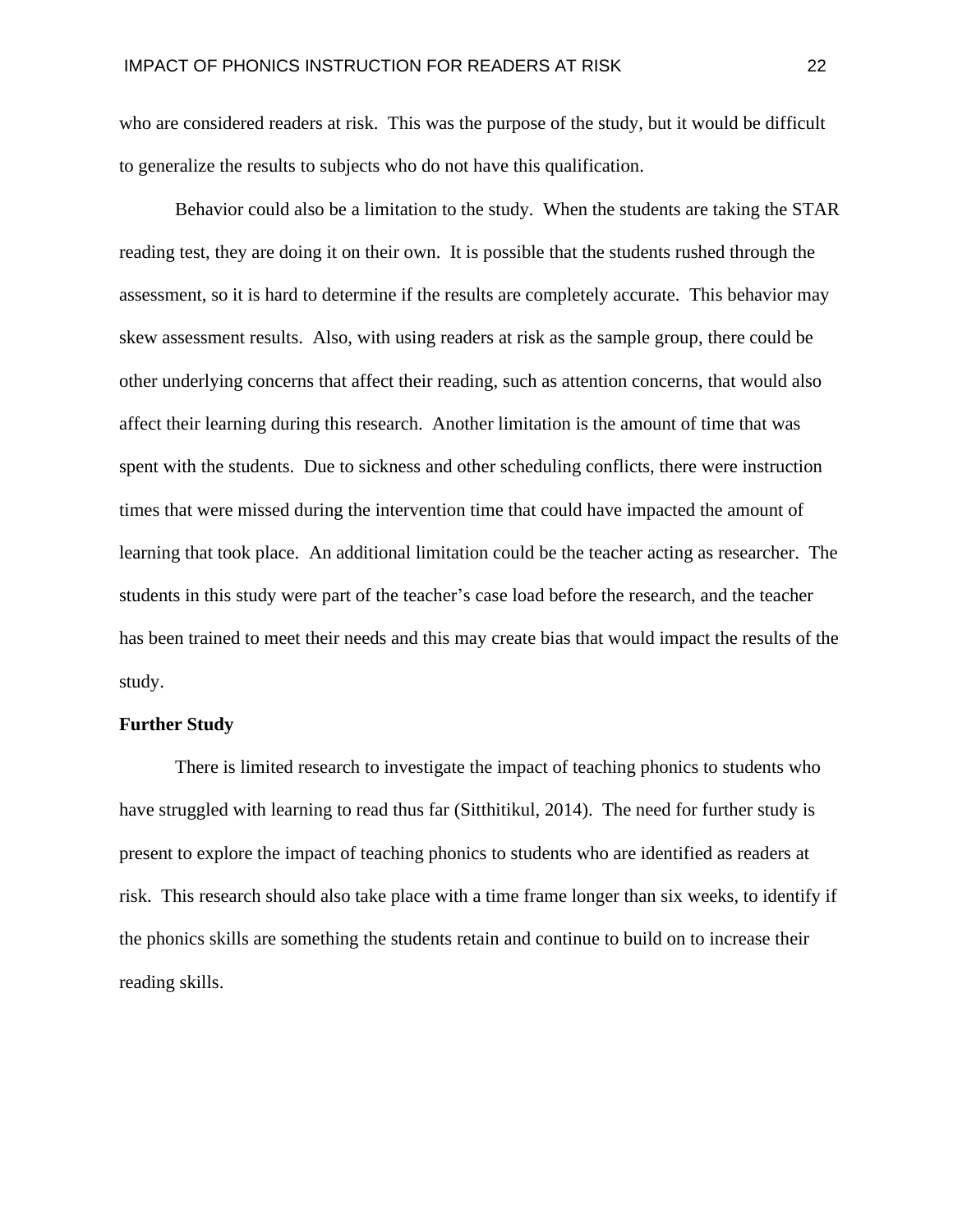who are considered readers at risk. This was the purpose of the study, but it would be difficult to generalize the results to subjects who do not have this qualification.

Behavior could also be a limitation to the study. When the students are taking the STAR reading test, they are doing it on their own. It is possible that the students rushed through the assessment, so it is hard to determine if the results are completely accurate. This behavior may skew assessment results. Also, with using readers at risk as the sample group, there could be other underlying concerns that affect their reading, such as attention concerns, that would also affect their learning during this research. Another limitation is the amount of time that was spent with the students. Due to sickness and other scheduling conflicts, there were instruction times that were missed during the intervention time that could have impacted the amount of learning that took place. An additional limitation could be the teacher acting as researcher. The students in this study were part of the teacher's case load before the research, and the teacher has been trained to meet their needs and this may create bias that would impact the results of the study.

**Further Study**

There is limited research to investigate the impact of teaching phonics to students who have struggled with learning to read thus far (Sitthitikul, 2014). The need for further study is present to explore the impact of teaching phonics to students who are identified as readers at risk. This research should also take place with a time frame longer than six weeks, to identify if the phonics skills are something the students retain and continue to build on to increase their reading skills.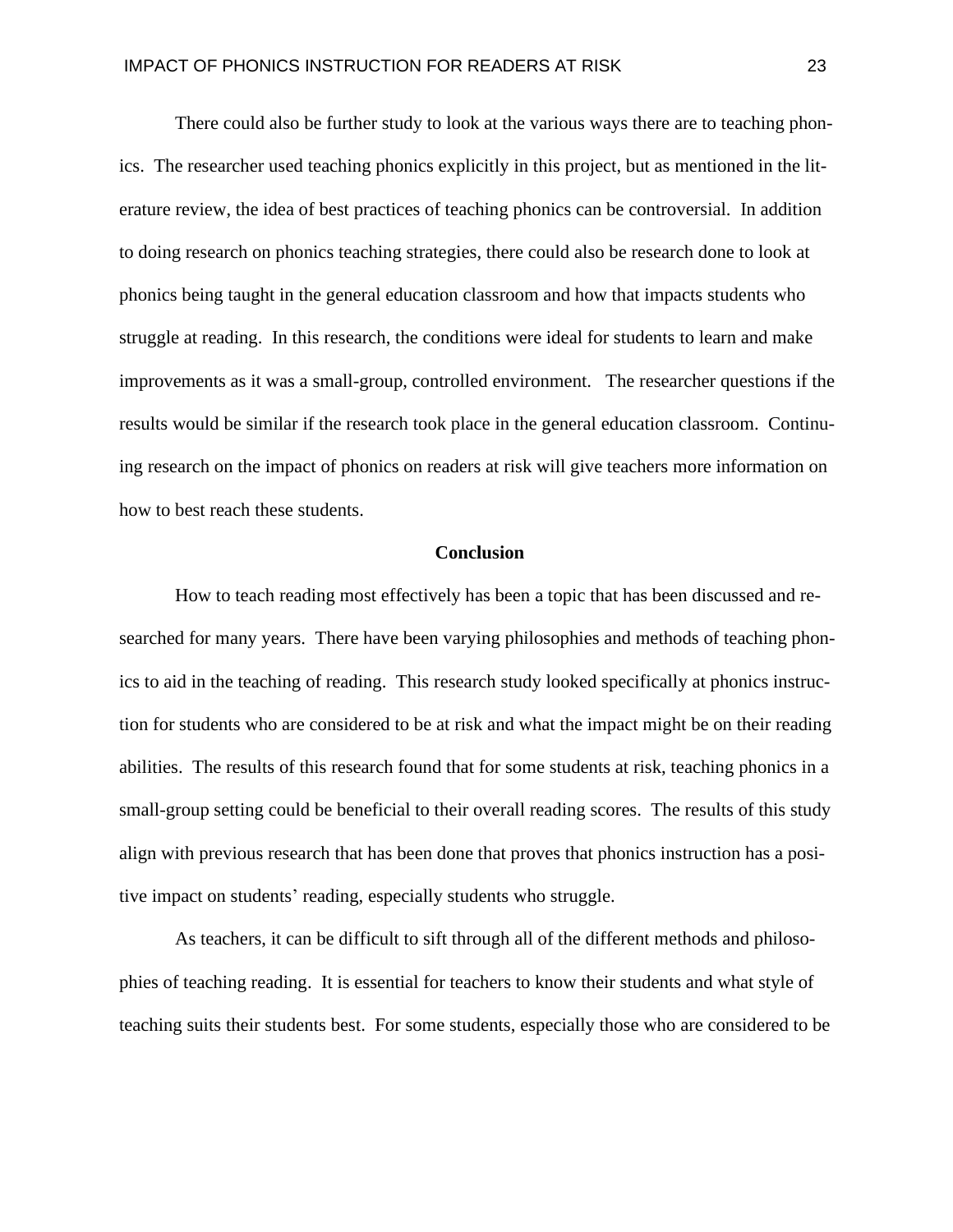There could also be further study to look at the various ways there are to teaching phonics. The researcher used teaching phonics explicitly in this project, but as mentioned in the literature review, the idea of best practices of teaching phonics can be controversial. In addition to doing research on phonics teaching strategies, there could also be research done to look at phonics being taught in the general education classroom and how that impacts students who struggle at reading. In this research, the conditions were ideal for students to learn and make improvements as it was a small-group, controlled environment. The researcher questions if the results would be similar if the research took place in the general education classroom. Continuing research on the impact of phonics on readers at risk will give teachers more information on how to best reach these students.

## Conclusion

How to teach reading most effectively has been a topic that has been discussed and researched for many years. There have been varying philosophies and methods of teaching phonics to aid in the teaching of reading. This research study looked specifically at phonics instruction for students who are considered to be at risk and what the impact might be on their reading abilities. The results of this research found that for some students at risk, teaching phonics in a small-group setting could be beneficial to their overall reading scores. The results of this study align with previous research that has been done that proves that phonics instruction has a positive impact on students' reading, especially students who struggle.

As teachers, it can be difficult to sift through all of the different methods and philosophies of teaching reading. It is essential for teachers to know their students and what style of teaching suits their students best. For some students, especially those who are considered to be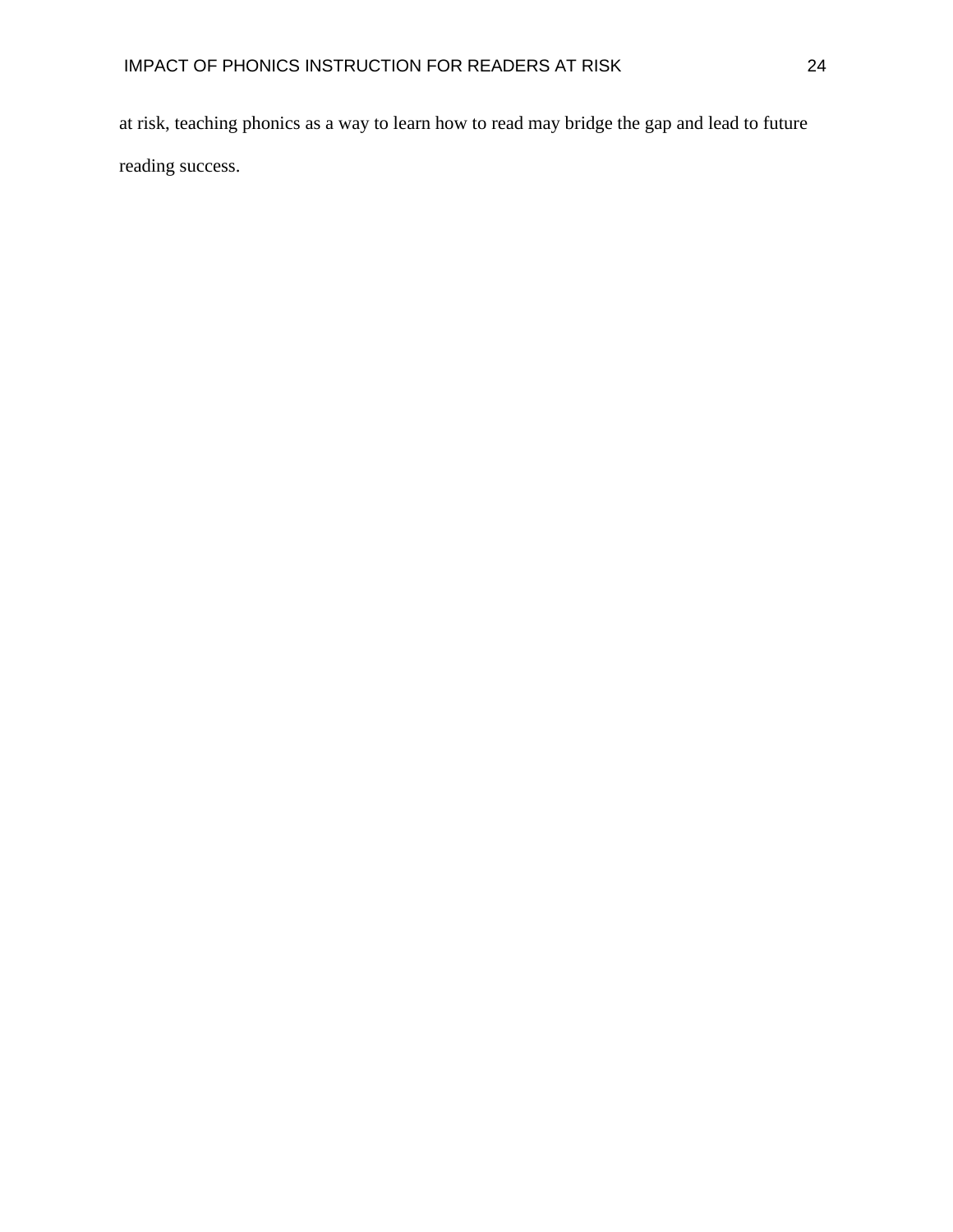at risk, teaching phonics as a way to learn how to read may bridge the gap and lead to future reading success.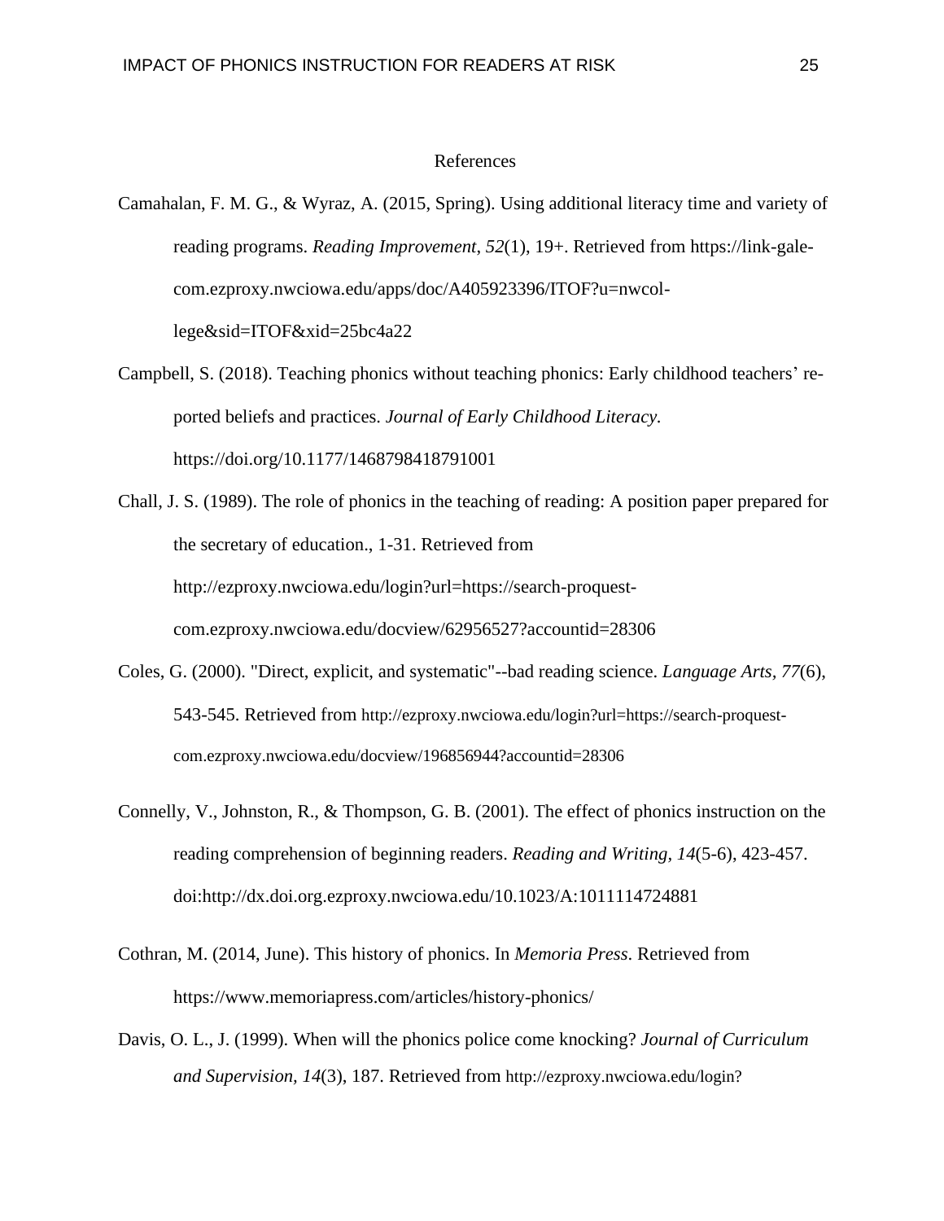# References

Camahalan, F. M. G., & Wyraz, A. (2015, Spring). Using additional literacy time and variety of reading programs. *Reading Improvement, 52*(1), 19+. Retrieved from https://link-gale-com.ezproxy.nwciowa.edu/apps/doc/A405923396/ITOF?u=nwcollege&sid=ITOF&xid=25bc4a22

Campbell, S. (2018). Teaching phonics without teaching phonics: Early childhood teachers' reported beliefs and practices. *Journal of Early Childhood Literacy.* https://doi.org/10.1177/1468798418791001

Chall, J. S. (1989). The role of phonics in the teaching of reading: A position paper prepared for the secretary of education., 1-31. Retrieved from http://ezproxy.nwciowa.edu/login?url=https://search-proquest-com.ezproxy.nwciowa.edu/docview/62956527?accountid=28306

Coles, G. (2000). "Direct, explicit, and systematic"--bad reading science. *Language Arts, 77*(6), 543-545. Retrieved from http://ezproxy.nwciowa.edu/login?url=https://search-proquest-com.ezproxy.nwciowa.edu/docview/196856944?accountid=28306

Connelly, V., Johnston, R., & Thompson, G. B. (2001). The effect of phonics instruction on the reading comprehension of beginning readers. *Reading and Writing, 14*(5-6), 423-457. doi:http://dx.doi.org.ezproxy.nwciowa.edu/10.1023/A:1011114724881

Cothran, M. (2014, June). This history of phonics. In *Memoria Press*. Retrieved from https://www.memoriapress.com/articles/history-phonics/

Davis, O. L., J. (1999). When will the phonics police come knocking? *Journal of Curriculum and Supervision, 14*(3), 187. Retrieved from http://ezproxy.nwciowa.edu/login?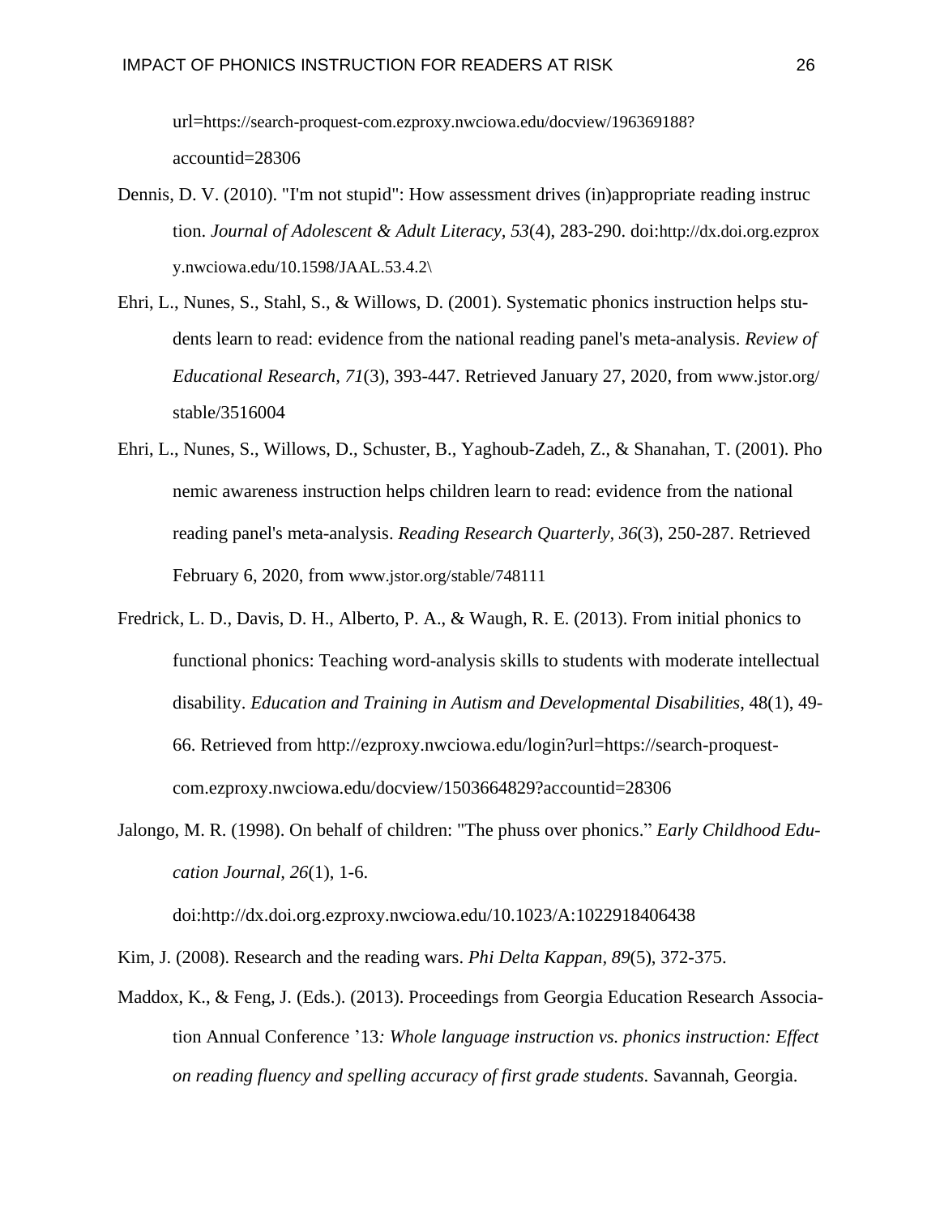url=https://search-proquest-com.ezproxy.nwciowa.edu/docview/196369188?accountid=28306

Dennis, D. V. (2010). "I'm not stupid": How assessment drives (in)appropriate reading instruction. *Journal of Adolescent & Adult Literacy, 53*(4), 283-290. doi:http://dx.doi.org.ezproxy.nwciowa.edu/10.1598/JAAL.53.4.2\

Ehri, L., Nunes, S., Stahl, S., & Willows, D. (2001). Systematic phonics instruction helps students learn to read: evidence from the national reading panel's meta-analysis. *Review of Educational Research, 71*(3), 393-447. Retrieved January 27, 2020, from www.jstor.org/stable/3516004

Ehri, L., Nunes, S., Willows, D., Schuster, B., Yaghoub-Zadeh, Z., & Shanahan, T. (2001). Phonemic awareness instruction helps children learn to read: evidence from the national reading panel's meta-analysis. *Reading Research Quarterly, 36*(3), 250-287. Retrieved February 6, 2020, from www.jstor.org/stable/748111

Fredrick, L. D., Davis, D. H., Alberto, P. A., & Waugh, R. E. (2013). From initial phonics to functional phonics: Teaching word-analysis skills to students with moderate intellectual disability. *Education and Training in Autism and Developmental Disabilities*, 48(1), 49-66. Retrieved from http://ezproxy.nwciowa.edu/login?url=https://search-proquest-com.ezproxy.nwciowa.edu/docview/1503664829?accountid=28306

Jalongo, M. R. (1998). On behalf of children: "The phuss over phonics." *Early Childhood Education Journal, 26*(1), 1-6. doi:http://dx.doi.org.ezproxy.nwciowa.edu/10.1023/A:1022918406438

Kim, J. (2008). Research and the reading wars. *Phi Delta Kappan, 89*(5), 372-375.

Maddox, K., & Feng, J. (Eds.). (2013). Proceedings from Georgia Education Research Association Annual Conference '13*: Whole language instruction vs. phonics instruction: Effect on reading fluency and spelling accuracy of first grade students*. Savannah, Georgia.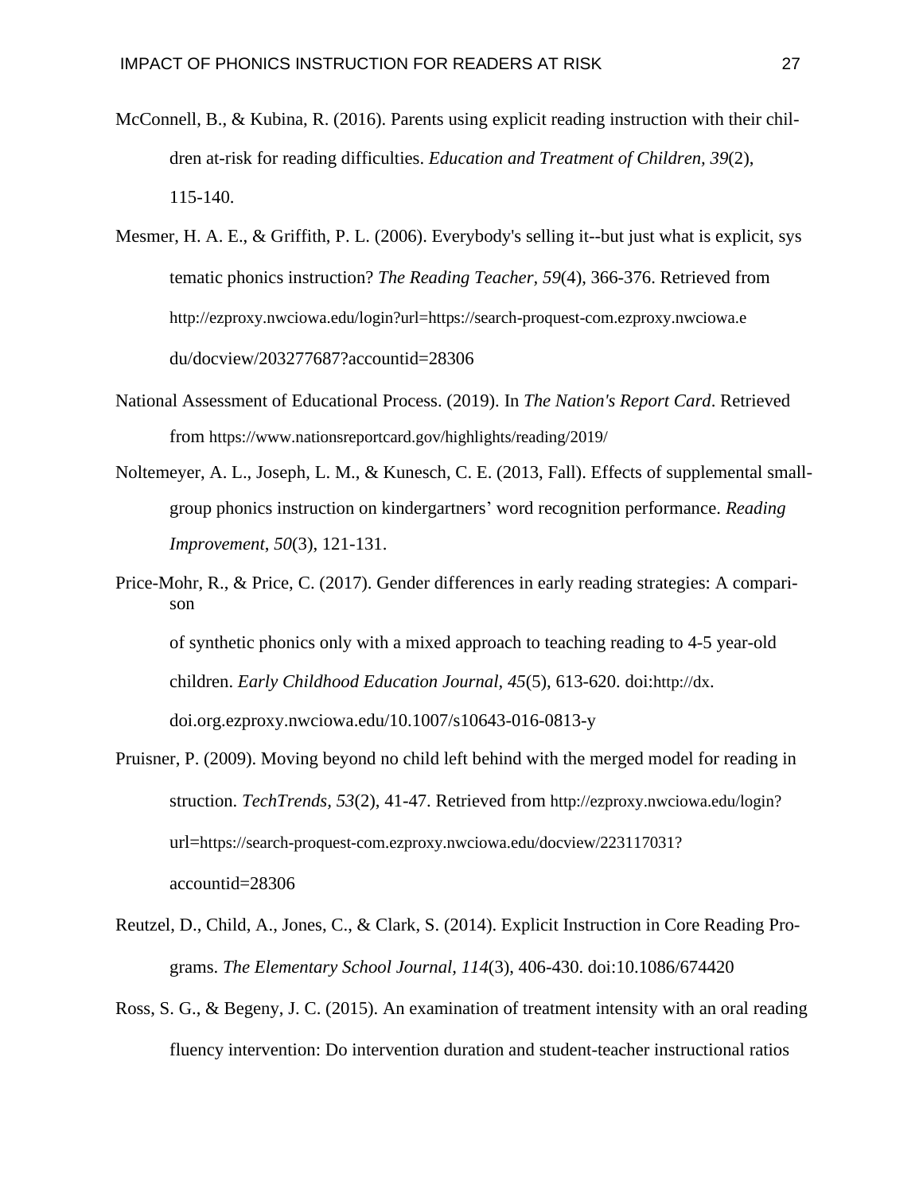McConnell, B., & Kubina, R. (2016). Parents using explicit reading instruction with their children at-risk for reading difficulties. *Education and Treatment of Children, 39*(2), 115-140.

Mesmer, H. A. E., & Griffith, P. L. (2006). Everybody's selling it--but just what is explicit, systematic phonics instruction? *The Reading Teacher, 59*(4), 366-376. Retrieved from http://ezproxy.nwciowa.edu/login?url=https://search-proquest-com.ezproxy.nwciowa.edu/docview/203277687?accountid=28306

National Assessment of Educational Process. (2019). In *The Nation's Report Card*. Retrieved from https://www.nationsreportcard.gov/highlights/reading/2019/

Noltemeyer, A. L., Joseph, L. M., & Kunesch, C. E. (2013, Fall). Effects of supplemental small-group phonics instruction on kindergartners' word recognition performance. *Reading Improvement*, *50*(3), 121-131.

Price-Mohr, R., & Price, C. (2017). Gender differences in early reading strategies: A comparison of synthetic phonics only with a mixed approach to teaching reading to 4-5 year-old children. *Early Childhood Education Journal, 45*(5), 613-620. doi:http://dx.doi.org.ezproxy.nwciowa.edu/10.1007/s10643-016-0813-y

Pruisner, P. (2009). Moving beyond no child left behind with the merged model for reading instruction. *TechTrends, 53*(2), 41-47. Retrieved from http://ezproxy.nwciowa.edu/login?url=https://search-proquest-com.ezproxy.nwciowa.edu/docview/223117031?accountid=28306

Reutzel, D., Child, A., Jones, C., & Clark, S. (2014). Explicit Instruction in Core Reading Programs. *The Elementary School Journal, 114*(3), 406-430. doi:10.1086/674420

Ross, S. G., & Begeny, J. C. (2015). An examination of treatment intensity with an oral reading fluency intervention: Do intervention duration and student-teacher instructional ratios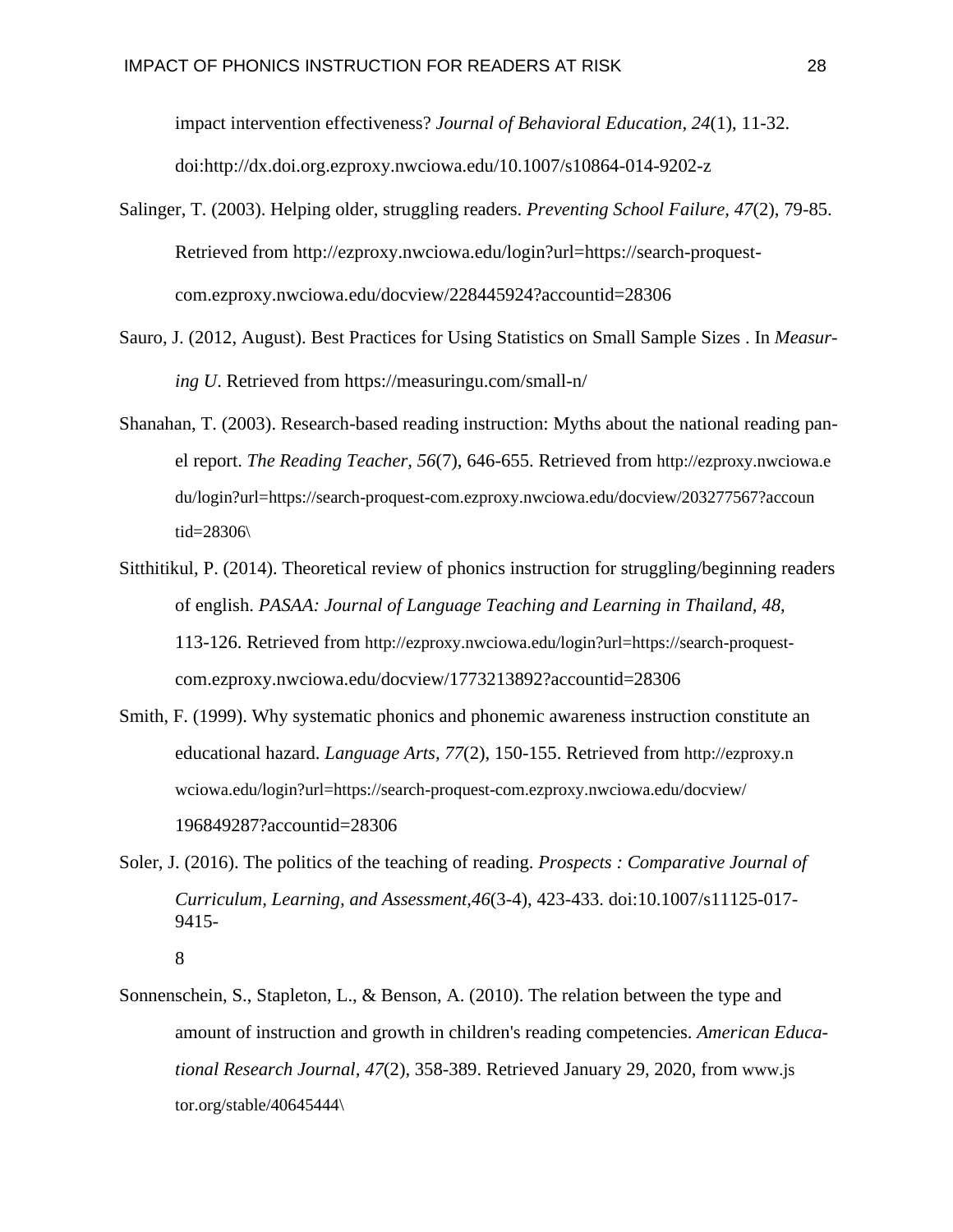impact intervention effectiveness? *Journal of Behavioral Education, 24*(1), 11-32. doi:http://dx.doi.org.ezproxy.nwciowa.edu/10.1007/s10864-014-9202-z

Salinger, T. (2003). Helping older, struggling readers. *Preventing School Failure, 47*(2), 79-85. Retrieved from http://ezproxy.nwciowa.edu/login?url=https://search-proquest-com.ezproxy.nwciowa.edu/docview/228445924?accountid=28306

Sauro, J. (2012, August). Best Practices for Using Statistics on Small Sample Sizes . In *Measuring U*. Retrieved from https://measuringu.com/small-n/

Shanahan, T. (2003). Research-based reading instruction: Myths about the national reading panel report. *The Reading Teacher, 56*(7), 646-655. Retrieved from http://ezproxy.nwciowa.edu/login?url=https://search-proquest-com.ezproxy.nwciowa.edu/docview/203277567?accountid=28306\

Sitthitikul, P. (2014). Theoretical review of phonics instruction for struggling/beginning readers of english. *PASAA: Journal of Language Teaching and Learning in Thailand, 48*, 113-126. Retrieved from http://ezproxy.nwciowa.edu/login?url=https://search-proquest-com.ezproxy.nwciowa.edu/docview/1773213892?accountid=28306

Smith, F. (1999). Why systematic phonics and phonemic awareness instruction constitute an educational hazard. *Language Arts, 77*(2), 150-155. Retrieved from http://ezproxy.nwciowa.edu/login?url=https://search-proquest-com.ezproxy.nwciowa.edu/docview/196849287?accountid=28306

Soler, J. (2016). The politics of the teaching of reading. *Prospects : Comparative Journal of Curriculum, Learning, and Assessment,46*(3-4), 423-433. doi:10.1007/s11125-017-9415-8

Sonnenschein, S., Stapleton, L., & Benson, A. (2010). The relation between the type and amount of instruction and growth in children's reading competencies. *American Educational Research Journal, 47*(2), 358-389. Retrieved January 29, 2020, from www.jstor.org/stable/40645444\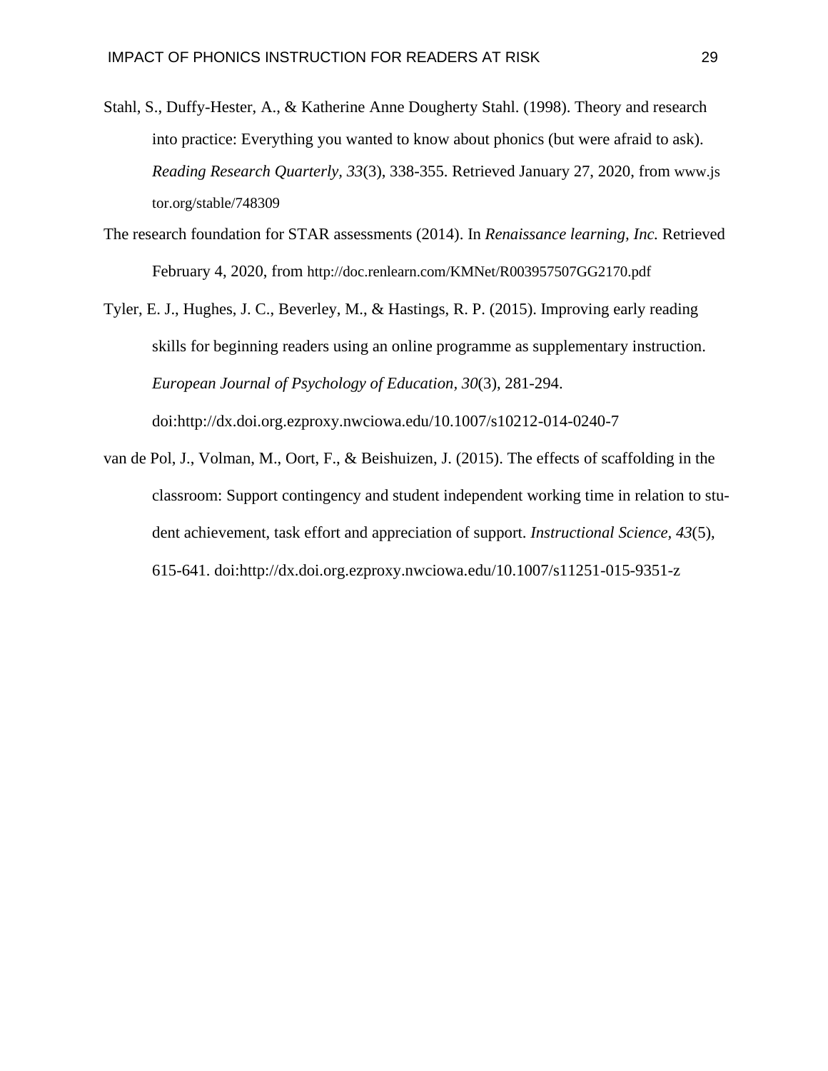Stahl, S., Duffy-Hester, A., & Katherine Anne Dougherty Stahl. (1998). Theory and research into practice: Everything you wanted to know about phonics (but were afraid to ask). *Reading Research Quarterly, 33*(3), 338-355. Retrieved January 27, 2020, from www.jstor.org/stable/748309

The research foundation for STAR assessments (2014). In *Renaissance learning, Inc.* Retrieved February 4, 2020, from http://doc.renlearn.com/KMNet/R003957507GG2170.pdf

Tyler, E. J., Hughes, J. C., Beverley, M., & Hastings, R. P. (2015). Improving early reading skills for beginning readers using an online programme as supplementary instruction. *European Journal of Psychology of Education, 30*(3), 281-294. doi:http://dx.doi.org.ezproxy.nwciowa.edu/10.1007/s10212-014-0240-7

van de Pol, J., Volman, M., Oort, F., & Beishuizen, J. (2015). The effects of scaffolding in the classroom: Support contingency and student independent working time in relation to student achievement, task effort and appreciation of support. *Instructional Science, 43*(5), 615-641. doi:http://dx.doi.org.ezproxy.nwciowa.edu/10.1007/s11251-015-9351-z